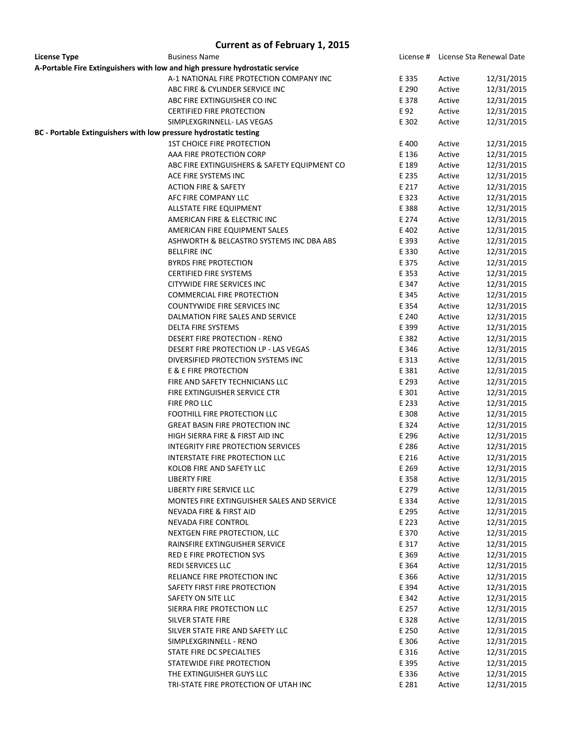# Current as of February 1, 2015

| License Type | Business Name | License # | License Sta | Renewal Date |
|---|---|---|---|---|
| **A-Portable Fire Extinguishers with low and high pressure hydrostatic service** | | | | |
| | A-1 NATIONAL FIRE PROTECTION COMPANY INC | E 335 | Active | 12/31/2015 |
| | ABC FIRE & CYLINDER SERVICE INC | E 290 | Active | 12/31/2015 |
| | ABC FIRE EXTINGUISHER CO INC | E 378 | Active | 12/31/2015 |
| | CERTIFIED FIRE PROTECTION | E 92 | Active | 12/31/2015 |
| | SIMPLEXGRINNELL- LAS VEGAS | E 302 | Active | 12/31/2015 |
| **BC - Portable Extinguishers with low pressure hydrostatic testing** | | | | |
| | 1ST CHOICE FIRE PROTECTION | E 400 | Active | 12/31/2015 |
| | AAA FIRE PROTECTION CORP | E 136 | Active | 12/31/2015 |
| | ABC FIRE EXTINGUISHERS & SAFETY EQUIPMENT CO | E 189 | Active | 12/31/2015 |
| | ACE FIRE SYSTEMS INC | E 235 | Active | 12/31/2015 |
| | ACTION FIRE & SAFETY | E 217 | Active | 12/31/2015 |
| | AFC FIRE COMPANY LLC | E 323 | Active | 12/31/2015 |
| | ALLSTATE FIRE EQUIPMENT | E 388 | Active | 12/31/2015 |
| | AMERICAN FIRE & ELECTRIC INC | E 274 | Active | 12/31/2015 |
| | AMERICAN FIRE EQUIPMENT SALES | E 402 | Active | 12/31/2015 |
| | ASHWORTH & BELCASTRO SYSTEMS INC DBA ABS | E 393 | Active | 12/31/2015 |
| | BELLFIRE INC | E 330 | Active | 12/31/2015 |
| | BYRDS FIRE PROTECTION | E 375 | Active | 12/31/2015 |
| | CERTIFIED FIRE SYSTEMS | E 353 | Active | 12/31/2015 |
| | CITYWIDE FIRE SERVICES INC | E 347 | Active | 12/31/2015 |
| | COMMERCIAL FIRE PROTECTION | E 345 | Active | 12/31/2015 |
| | COUNTYWIDE FIRE SERVICES INC | E 354 | Active | 12/31/2015 |
| | DALMATION FIRE SALES AND SERVICE | E 240 | Active | 12/31/2015 |
| | DELTA FIRE SYSTEMS | E 399 | Active | 12/31/2015 |
| | DESERT FIRE PROTECTION - RENO | E 382 | Active | 12/31/2015 |
| | DESERT FIRE PROTECTION LP - LAS VEGAS | E 346 | Active | 12/31/2015 |
| | DIVERSIFIED PROTECTION SYSTEMS INC | E 313 | Active | 12/31/2015 |
| | E & E FIRE PROTECTION | E 381 | Active | 12/31/2015 |
| | FIRE AND SAFETY TECHNICIANS LLC | E 293 | Active | 12/31/2015 |
| | FIRE EXTINGUISHER SERVICE CTR | E 301 | Active | 12/31/2015 |
| | FIRE PRO LLC | E 233 | Active | 12/31/2015 |
| | FOOTHILL FIRE PROTECTION LLC | E 308 | Active | 12/31/2015 |
| | GREAT BASIN FIRE PROTECTION INC | E 324 | Active | 12/31/2015 |
| | HIGH SIERRA FIRE & FIRST AID INC | E 296 | Active | 12/31/2015 |
| | INTEGRITY FIRE PROTECTION SERVICES | E 286 | Active | 12/31/2015 |
| | INTERSTATE FIRE PROTECTION LLC | E 216 | Active | 12/31/2015 |
| | KOLOB FIRE AND SAFETY LLC | E 269 | Active | 12/31/2015 |
| | LIBERTY FIRE | E 358 | Active | 12/31/2015 |
| | LIBERTY FIRE SERVICE LLC | E 279 | Active | 12/31/2015 |
| | MONTES FIRE EXTINGUISHER SALES AND SERVICE | E 334 | Active | 12/31/2015 |
| | NEVADA FIRE & FIRST AID | E 295 | Active | 12/31/2015 |
| | NEVADA FIRE CONTROL | E 223 | Active | 12/31/2015 |
| | NEXTGEN FIRE PROTECTION, LLC | E 370 | Active | 12/31/2015 |
| | RAINSFIRE EXTINGUISHER SERVICE | E 317 | Active | 12/31/2015 |
| | RED E FIRE PROTECTION SVS | E 369 | Active | 12/31/2015 |
| | REDI SERVICES LLC | E 364 | Active | 12/31/2015 |
| | RELIANCE FIRE PROTECTION INC | E 366 | Active | 12/31/2015 |
| | SAFETY FIRST FIRE PROTECTION | E 394 | Active | 12/31/2015 |
| | SAFETY ON SITE LLC | E 342 | Active | 12/31/2015 |
| | SIERRA FIRE PROTECTION LLC | E 257 | Active | 12/31/2015 |
| | SILVER STATE FIRE | E 328 | Active | 12/31/2015 |
| | SILVER STATE FIRE AND SAFETY LLC | E 250 | Active | 12/31/2015 |
| | SIMPLEXGRINNELL - RENO | E 306 | Active | 12/31/2015 |
| | STATE FIRE DC SPECIALTIES | E 316 | Active | 12/31/2015 |
| | STATEWIDE FIRE PROTECTION | E 395 | Active | 12/31/2015 |
| | THE EXTINGUISHER GUYS LLC | E 336 | Active | 12/31/2015 |
| | TRI-STATE FIRE PROTECTION OF UTAH INC | E 281 | Active | 12/31/2015 |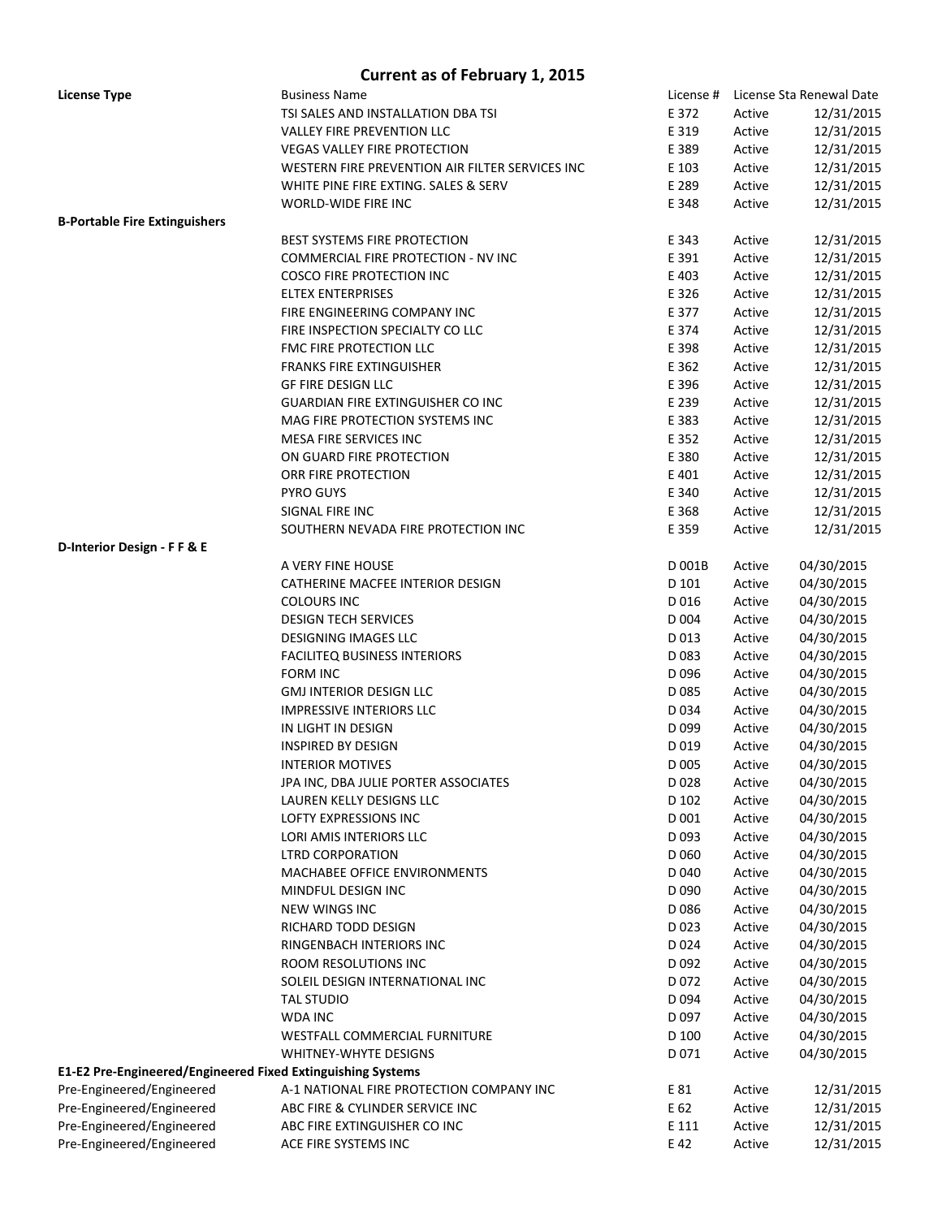# Current as of February 1, 2015

| License Type | Business Name | License # | License Sta | Renewal Date |
| --- | --- | --- | --- | --- |
| | TSI SALES AND INSTALLATION DBA TSI | E 372 | Active | 12/31/2015 |
| | VALLEY FIRE PREVENTION LLC | E 319 | Active | 12/31/2015 |
| | VEGAS VALLEY FIRE PROTECTION | E 389 | Active | 12/31/2015 |
| | WESTERN FIRE PREVENTION AIR FILTER SERVICES INC | E 103 | Active | 12/31/2015 |
| | WHITE PINE FIRE EXTING. SALES & SERV | E 289 | Active | 12/31/2015 |
| | WORLD-WIDE FIRE INC | E 348 | Active | 12/31/2015 |
| **B-Portable Fire Extinguishers** | | | | |
| | BEST SYSTEMS FIRE PROTECTION | E 343 | Active | 12/31/2015 |
| | COMMERCIAL FIRE PROTECTION - NV INC | E 391 | Active | 12/31/2015 |
| | COSCO FIRE PROTECTION INC | E 403 | Active | 12/31/2015 |
| | ELTEX ENTERPRISES | E 326 | Active | 12/31/2015 |
| | FIRE ENGINEERING COMPANY INC | E 377 | Active | 12/31/2015 |
| | FIRE INSPECTION SPECIALTY CO LLC | E 374 | Active | 12/31/2015 |
| | FMC FIRE PROTECTION LLC | E 398 | Active | 12/31/2015 |
| | FRANKS FIRE EXTINGUISHER | E 362 | Active | 12/31/2015 |
| | GF FIRE DESIGN LLC | E 396 | Active | 12/31/2015 |
| | GUARDIAN FIRE EXTINGUISHER CO INC | E 239 | Active | 12/31/2015 |
| | MAG FIRE PROTECTION SYSTEMS INC | E 383 | Active | 12/31/2015 |
| | MESA FIRE SERVICES INC | E 352 | Active | 12/31/2015 |
| | ON GUARD FIRE PROTECTION | E 380 | Active | 12/31/2015 |
| | ORR FIRE PROTECTION | E 401 | Active | 12/31/2015 |
| | PYRO GUYS | E 340 | Active | 12/31/2015 |
| | SIGNAL FIRE INC | E 368 | Active | 12/31/2015 |
| | SOUTHERN NEVADA FIRE PROTECTION INC | E 359 | Active | 12/31/2015 |
| **D-Interior Design - F F & E** | | | | |
| | A VERY FINE HOUSE | D 001B | Active | 04/30/2015 |
| | CATHERINE MACFEE INTERIOR DESIGN | D 101 | Active | 04/30/2015 |
| | COLOURS INC | D 016 | Active | 04/30/2015 |
| | DESIGN TECH SERVICES | D 004 | Active | 04/30/2015 |
| | DESIGNING IMAGES LLC | D 013 | Active | 04/30/2015 |
| | FACILITEQ BUSINESS INTERIORS | D 083 | Active | 04/30/2015 |
| | FORM INC | D 096 | Active | 04/30/2015 |
| | GMJ INTERIOR DESIGN LLC | D 085 | Active | 04/30/2015 |
| | IMPRESSIVE INTERIORS LLC | D 034 | Active | 04/30/2015 |
| | IN LIGHT IN DESIGN | D 099 | Active | 04/30/2015 |
| | INSPIRED BY DESIGN | D 019 | Active | 04/30/2015 |
| | INTERIOR MOTIVES | D 005 | Active | 04/30/2015 |
| | JPA INC, DBA JULIE PORTER ASSOCIATES | D 028 | Active | 04/30/2015 |
| | LAUREN KELLY DESIGNS LLC | D 102 | Active | 04/30/2015 |
| | LOFTY EXPRESSIONS INC | D 001 | Active | 04/30/2015 |
| | LORI AMIS INTERIORS LLC | D 093 | Active | 04/30/2015 |
| | LTRD CORPORATION | D 060 | Active | 04/30/2015 |
| | MACHABEE OFFICE ENVIRONMENTS | D 040 | Active | 04/30/2015 |
| | MINDFUL DESIGN INC | D 090 | Active | 04/30/2015 |
| | NEW WINGS INC | D 086 | Active | 04/30/2015 |
| | RICHARD TODD DESIGN | D 023 | Active | 04/30/2015 |
| | RINGENBACH INTERIORS INC | D 024 | Active | 04/30/2015 |
| | ROOM RESOLUTIONS INC | D 092 | Active | 04/30/2015 |
| | SOLEIL DESIGN INTERNATIONAL INC | D 072 | Active | 04/30/2015 |
| | TAL STUDIO | D 094 | Active | 04/30/2015 |
| | WDA INC | D 097 | Active | 04/30/2015 |
| | WESTFALL COMMERCIAL FURNITURE | D 100 | Active | 04/30/2015 |
| | WHITNEY-WHYTE DESIGNS | D 071 | Active | 04/30/2015 |
| **E1-E2 Pre-Engineered/Engineered Fixed Extinguishing Systems** | | | | |
| Pre-Engineered/Engineered | A-1 NATIONAL FIRE PROTECTION COMPANY INC | E 81 | Active | 12/31/2015 |
| Pre-Engineered/Engineered | ABC FIRE & CYLINDER SERVICE INC | E 62 | Active | 12/31/2015 |
| Pre-Engineered/Engineered | ABC FIRE EXTINGUISHER CO INC | E 111 | Active | 12/31/2015 |
| Pre-Engineered/Engineered | ACE FIRE SYSTEMS INC | E 42 | Active | 12/31/2015 |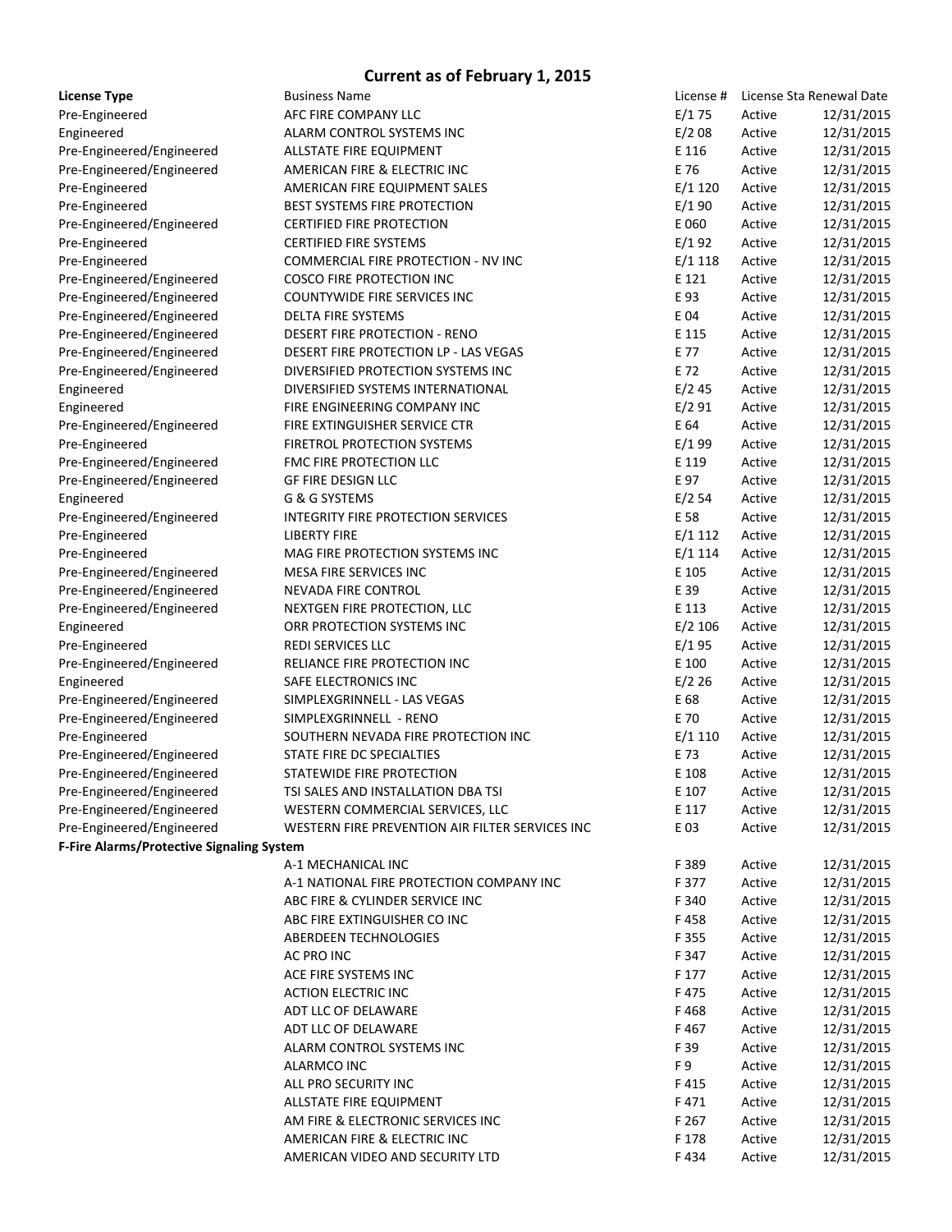## Current as of February 1, 2015

| License Type | Business Name | License # | License Sta | Renewal Date |
|---|---|---|---|---|
| Pre-Engineered | AFC FIRE COMPANY LLC | E/1 75 | Active | 12/31/2015 |
| Engineered | ALARM CONTROL SYSTEMS INC | E/2 08 | Active | 12/31/2015 |
| Pre-Engineered/Engineered | ALLSTATE FIRE EQUIPMENT | E 116 | Active | 12/31/2015 |
| Pre-Engineered/Engineered | AMERICAN FIRE & ELECTRIC INC | E 76 | Active | 12/31/2015 |
| Pre-Engineered | AMERICAN FIRE EQUIPMENT SALES | E/1 120 | Active | 12/31/2015 |
| Pre-Engineered | BEST SYSTEMS FIRE PROTECTION | E/1 90 | Active | 12/31/2015 |
| Pre-Engineered/Engineered | CERTIFIED FIRE PROTECTION | E 060 | Active | 12/31/2015 |
| Pre-Engineered | CERTIFIED FIRE SYSTEMS | E/1 92 | Active | 12/31/2015 |
| Pre-Engineered | COMMERCIAL FIRE PROTECTION - NV INC | E/1 118 | Active | 12/31/2015 |
| Pre-Engineered/Engineered | COSCO FIRE PROTECTION INC | E 121 | Active | 12/31/2015 |
| Pre-Engineered/Engineered | COUNTYWIDE FIRE SERVICES INC | E 93 | Active | 12/31/2015 |
| Pre-Engineered/Engineered | DELTA FIRE SYSTEMS | E 04 | Active | 12/31/2015 |
| Pre-Engineered/Engineered | DESERT FIRE PROTECTION - RENO | E 115 | Active | 12/31/2015 |
| Pre-Engineered/Engineered | DESERT FIRE PROTECTION LP - LAS VEGAS | E 77 | Active | 12/31/2015 |
| Pre-Engineered/Engineered | DIVERSIFIED PROTECTION SYSTEMS INC | E 72 | Active | 12/31/2015 |
| Engineered | DIVERSIFIED SYSTEMS INTERNATIONAL | E/2 45 | Active | 12/31/2015 |
| Engineered | FIRE ENGINEERING COMPANY INC | E/2 91 | Active | 12/31/2015 |
| Pre-Engineered/Engineered | FIRE EXTINGUISHER SERVICE CTR | E 64 | Active | 12/31/2015 |
| Pre-Engineered | FIRETROL PROTECTION SYSTEMS | E/1 99 | Active | 12/31/2015 |
| Pre-Engineered/Engineered | FMC FIRE PROTECTION LLC | E 119 | Active | 12/31/2015 |
| Pre-Engineered/Engineered | GF FIRE DESIGN LLC | E 97 | Active | 12/31/2015 |
| Engineered | G & G SYSTEMS | E/2 54 | Active | 12/31/2015 |
| Pre-Engineered/Engineered | INTEGRITY FIRE PROTECTION SERVICES | E 58 | Active | 12/31/2015 |
| Pre-Engineered | LIBERTY FIRE | E/1 112 | Active | 12/31/2015 |
| Pre-Engineered | MAG FIRE PROTECTION SYSTEMS INC | E/1 114 | Active | 12/31/2015 |
| Pre-Engineered/Engineered | MESA FIRE SERVICES INC | E 105 | Active | 12/31/2015 |
| Pre-Engineered/Engineered | NEVADA FIRE CONTROL | E 39 | Active | 12/31/2015 |
| Pre-Engineered/Engineered | NEXTGEN FIRE PROTECTION, LLC | E 113 | Active | 12/31/2015 |
| Engineered | ORR PROTECTION SYSTEMS INC | E/2 106 | Active | 12/31/2015 |
| Pre-Engineered | REDI SERVICES LLC | E/1 95 | Active | 12/31/2015 |
| Pre-Engineered/Engineered | RELIANCE FIRE PROTECTION INC | E 100 | Active | 12/31/2015 |
| Engineered | SAFE ELECTRONICS INC | E/2 26 | Active | 12/31/2015 |
| Pre-Engineered/Engineered | SIMPLEXGRINNELL - LAS VEGAS | E 68 | Active | 12/31/2015 |
| Pre-Engineered/Engineered | SIMPLEXGRINNELL - RENO | E 70 | Active | 12/31/2015 |
| Pre-Engineered | SOUTHERN NEVADA FIRE PROTECTION INC | E/1 110 | Active | 12/31/2015 |
| Pre-Engineered/Engineered | STATE FIRE DC SPECIALTIES | E 73 | Active | 12/31/2015 |
| Pre-Engineered/Engineered | STATEWIDE FIRE PROTECTION | E 108 | Active | 12/31/2015 |
| Pre-Engineered/Engineered | TSI SALES AND INSTALLATION DBA TSI | E 107 | Active | 12/31/2015 |
| Pre-Engineered/Engineered | WESTERN COMMERCIAL SERVICES, LLC | E 117 | Active | 12/31/2015 |
| Pre-Engineered/Engineered | WESTERN FIRE PREVENTION AIR FILTER SERVICES INC | E 03 | Active | 12/31/2015 |
| **F-Fire Alarms/Protective Signaling System** | | | | |
| | A-1 MECHANICAL INC | F 389 | Active | 12/31/2015 |
| | A-1 NATIONAL FIRE PROTECTION COMPANY INC | F 377 | Active | 12/31/2015 |
| | ABC FIRE & CYLINDER SERVICE INC | F 340 | Active | 12/31/2015 |
| | ABC FIRE EXTINGUISHER CO INC | F 458 | Active | 12/31/2015 |
| | ABERDEEN TECHNOLOGIES | F 355 | Active | 12/31/2015 |
| | AC PRO INC | F 347 | Active | 12/31/2015 |
| | ACE FIRE SYSTEMS INC | F 177 | Active | 12/31/2015 |
| | ACTION ELECTRIC INC | F 475 | Active | 12/31/2015 |
| | ADT LLC OF DELAWARE | F 468 | Active | 12/31/2015 |
| | ADT LLC OF DELAWARE | F 467 | Active | 12/31/2015 |
| | ALARM CONTROL SYSTEMS INC | F 39 | Active | 12/31/2015 |
| | ALARMCO INC | F 9 | Active | 12/31/2015 |
| | ALL PRO SECURITY INC | F 415 | Active | 12/31/2015 |
| | ALLSTATE FIRE EQUIPMENT | F 471 | Active | 12/31/2015 |
| | AM FIRE & ELECTRONIC SERVICES INC | F 267 | Active | 12/31/2015 |
| | AMERICAN FIRE & ELECTRIC INC | F 178 | Active | 12/31/2015 |
| | AMERICAN VIDEO AND SECURITY LTD | F 434 | Active | 12/31/2015 |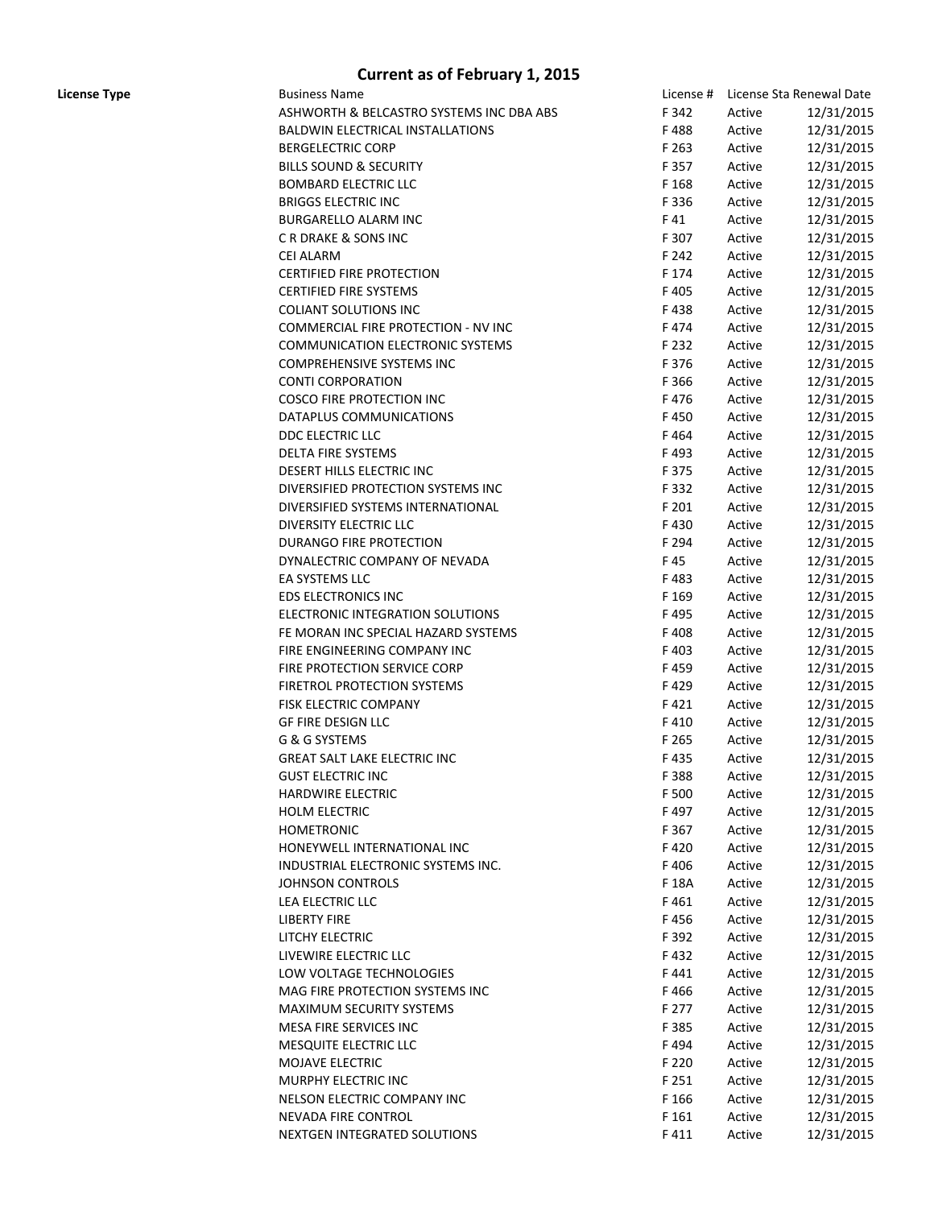## Current as of February 1, 2015

| License Type | Business Name | License # | License Sta | Renewal Date |
|---|---|---|---|---|
| | ASHWORTH & BELCASTRO SYSTEMS INC DBA ABS | F 342 | Active | 12/31/2015 |
| | BALDWIN ELECTRICAL INSTALLATIONS | F 488 | Active | 12/31/2015 |
| | BERGELECTRIC CORP | F 263 | Active | 12/31/2015 |
| | BILLS SOUND & SECURITY | F 357 | Active | 12/31/2015 |
| | BOMBARD ELECTRIC LLC | F 168 | Active | 12/31/2015 |
| | BRIGGS ELECTRIC INC | F 336 | Active | 12/31/2015 |
| | BURGARELLO ALARM INC | F 41 | Active | 12/31/2015 |
| | C R DRAKE & SONS INC | F 307 | Active | 12/31/2015 |
| | CEI ALARM | F 242 | Active | 12/31/2015 |
| | CERTIFIED FIRE PROTECTION | F 174 | Active | 12/31/2015 |
| | CERTIFIED FIRE SYSTEMS | F 405 | Active | 12/31/2015 |
| | COLIANT SOLUTIONS INC | F 438 | Active | 12/31/2015 |
| | COMMERCIAL FIRE PROTECTION - NV INC | F 474 | Active | 12/31/2015 |
| | COMMUNICATION ELECTRONIC SYSTEMS | F 232 | Active | 12/31/2015 |
| | COMPREHENSIVE SYSTEMS INC | F 376 | Active | 12/31/2015 |
| | CONTI CORPORATION | F 366 | Active | 12/31/2015 |
| | COSCO FIRE PROTECTION INC | F 476 | Active | 12/31/2015 |
| | DATAPLUS COMMUNICATIONS | F 450 | Active | 12/31/2015 |
| | DDC ELECTRIC LLC | F 464 | Active | 12/31/2015 |
| | DELTA FIRE SYSTEMS | F 493 | Active | 12/31/2015 |
| | DESERT HILLS ELECTRIC INC | F 375 | Active | 12/31/2015 |
| | DIVERSIFIED PROTECTION SYSTEMS INC | F 332 | Active | 12/31/2015 |
| | DIVERSIFIED SYSTEMS INTERNATIONAL | F 201 | Active | 12/31/2015 |
| | DIVERSITY ELECTRIC LLC | F 430 | Active | 12/31/2015 |
| | DURANGO FIRE PROTECTION | F 294 | Active | 12/31/2015 |
| | DYNALECTRIC COMPANY OF NEVADA | F 45 | Active | 12/31/2015 |
| | EA SYSTEMS LLC | F 483 | Active | 12/31/2015 |
| | EDS ELECTRONICS INC | F 169 | Active | 12/31/2015 |
| | ELECTRONIC INTEGRATION SOLUTIONS | F 495 | Active | 12/31/2015 |
| | FE MORAN INC SPECIAL HAZARD SYSTEMS | F 408 | Active | 12/31/2015 |
| | FIRE ENGINEERING COMPANY INC | F 403 | Active | 12/31/2015 |
| | FIRE PROTECTION SERVICE CORP | F 459 | Active | 12/31/2015 |
| | FIRETROL PROTECTION SYSTEMS | F 429 | Active | 12/31/2015 |
| | FISK ELECTRIC COMPANY | F 421 | Active | 12/31/2015 |
| | GF FIRE DESIGN LLC | F 410 | Active | 12/31/2015 |
| | G & G SYSTEMS | F 265 | Active | 12/31/2015 |
| | GREAT SALT LAKE ELECTRIC INC | F 435 | Active | 12/31/2015 |
| | GUST ELECTRIC INC | F 388 | Active | 12/31/2015 |
| | HARDWIRE ELECTRIC | F 500 | Active | 12/31/2015 |
| | HOLM ELECTRIC | F 497 | Active | 12/31/2015 |
| | HOMETRONIC | F 367 | Active | 12/31/2015 |
| | HONEYWELL INTERNATIONAL INC | F 420 | Active | 12/31/2015 |
| | INDUSTRIAL ELECTRONIC SYSTEMS INC. | F 406 | Active | 12/31/2015 |
| | JOHNSON CONTROLS | F 18A | Active | 12/31/2015 |
| | LEA ELECTRIC LLC | F 461 | Active | 12/31/2015 |
| | LIBERTY FIRE | F 456 | Active | 12/31/2015 |
| | LITCHY ELECTRIC | F 392 | Active | 12/31/2015 |
| | LIVEWIRE ELECTRIC LLC | F 432 | Active | 12/31/2015 |
| | LOW VOLTAGE TECHNOLOGIES | F 441 | Active | 12/31/2015 |
| | MAG FIRE PROTECTION SYSTEMS INC | F 466 | Active | 12/31/2015 |
| | MAXIMUM SECURITY SYSTEMS | F 277 | Active | 12/31/2015 |
| | MESA FIRE SERVICES INC | F 385 | Active | 12/31/2015 |
| | MESQUITE ELECTRIC LLC | F 494 | Active | 12/31/2015 |
| | MOJAVE ELECTRIC | F 220 | Active | 12/31/2015 |
| | MURPHY ELECTRIC INC | F 251 | Active | 12/31/2015 |
| | NELSON ELECTRIC COMPANY INC | F 166 | Active | 12/31/2015 |
| | NEVADA FIRE CONTROL | F 161 | Active | 12/31/2015 |
| | NEXTGEN INTEGRATED SOLUTIONS | F 411 | Active | 12/31/2015 |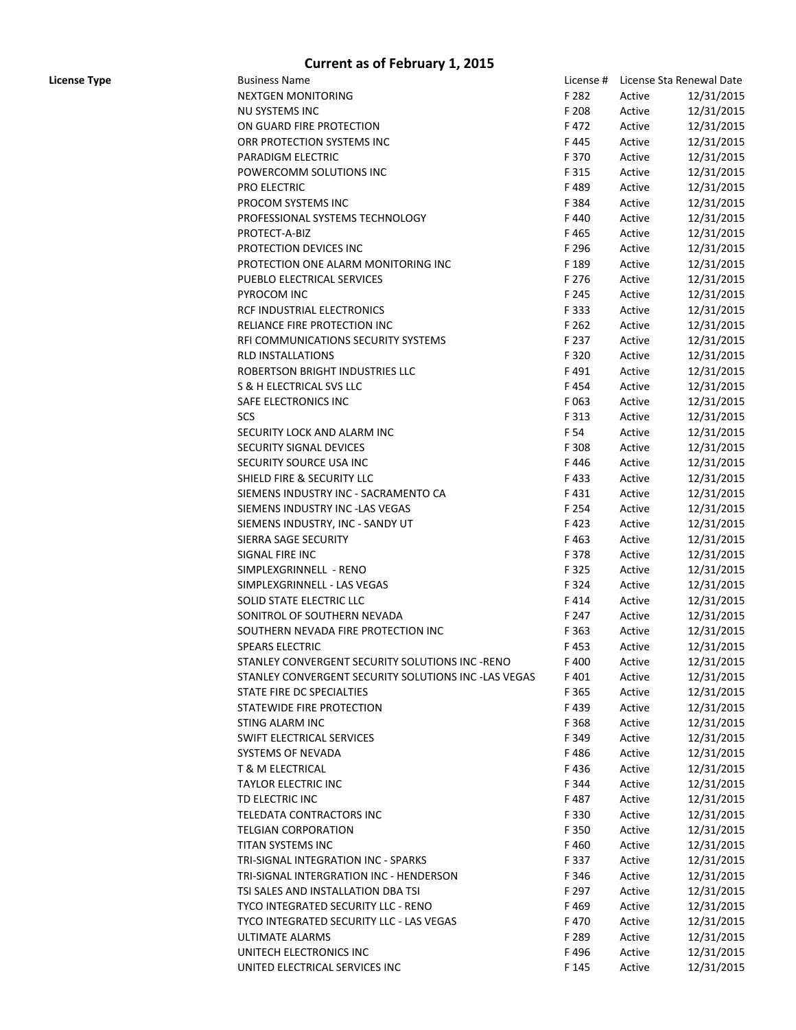## Current as of February 1, 2015

| License Type | Business Name | License # | License Sta | Renewal Date |
|---|---|---|---|---|
| | NEXTGEN MONITORING | F 282 | Active | 12/31/2015 |
| | NU SYSTEMS INC | F 208 | Active | 12/31/2015 |
| | ON GUARD FIRE PROTECTION | F 472 | Active | 12/31/2015 |
| | ORR PROTECTION SYSTEMS INC | F 445 | Active | 12/31/2015 |
| | PARADIGM ELECTRIC | F 370 | Active | 12/31/2015 |
| | POWERCOMM SOLUTIONS INC | F 315 | Active | 12/31/2015 |
| | PRO ELECTRIC | F 489 | Active | 12/31/2015 |
| | PROCOM SYSTEMS INC | F 384 | Active | 12/31/2015 |
| | PROFESSIONAL SYSTEMS TECHNOLOGY | F 440 | Active | 12/31/2015 |
| | PROTECT-A-BIZ | F 465 | Active | 12/31/2015 |
| | PROTECTION DEVICES INC | F 296 | Active | 12/31/2015 |
| | PROTECTION ONE ALARM MONITORING INC | F 189 | Active | 12/31/2015 |
| | PUEBLO ELECTRICAL SERVICES | F 276 | Active | 12/31/2015 |
| | PYROCOM INC | F 245 | Active | 12/31/2015 |
| | RCF INDUSTRIAL ELECTRONICS | F 333 | Active | 12/31/2015 |
| | RELIANCE FIRE PROTECTION INC | F 262 | Active | 12/31/2015 |
| | RFI COMMUNICATIONS SECURITY SYSTEMS | F 237 | Active | 12/31/2015 |
| | RLD INSTALLATIONS | F 320 | Active | 12/31/2015 |
| | ROBERTSON BRIGHT INDUSTRIES LLC | F 491 | Active | 12/31/2015 |
| | S & H ELECTRICAL SVS LLC | F 454 | Active | 12/31/2015 |
| | SAFE ELECTRONICS INC | F 063 | Active | 12/31/2015 |
| | SCS | F 313 | Active | 12/31/2015 |
| | SECURITY LOCK AND ALARM INC | F 54 | Active | 12/31/2015 |
| | SECURITY SIGNAL DEVICES | F 308 | Active | 12/31/2015 |
| | SECURITY SOURCE USA INC | F 446 | Active | 12/31/2015 |
| | SHIELD FIRE & SECURITY LLC | F 433 | Active | 12/31/2015 |
| | SIEMENS INDUSTRY INC - SACRAMENTO CA | F 431 | Active | 12/31/2015 |
| | SIEMENS INDUSTRY INC -LAS VEGAS | F 254 | Active | 12/31/2015 |
| | SIEMENS INDUSTRY, INC - SANDY UT | F 423 | Active | 12/31/2015 |
| | SIERRA SAGE SECURITY | F 463 | Active | 12/31/2015 |
| | SIGNAL FIRE INC | F 378 | Active | 12/31/2015 |
| | SIMPLEXGRINNELL - RENO | F 325 | Active | 12/31/2015 |
| | SIMPLEXGRINNELL - LAS VEGAS | F 324 | Active | 12/31/2015 |
| | SOLID STATE ELECTRIC LLC | F 414 | Active | 12/31/2015 |
| | SONITROL OF SOUTHERN NEVADA | F 247 | Active | 12/31/2015 |
| | SOUTHERN NEVADA FIRE PROTECTION INC | F 363 | Active | 12/31/2015 |
| | SPEARS ELECTRIC | F 453 | Active | 12/31/2015 |
| | STANLEY CONVERGENT SECURITY SOLUTIONS INC -RENO | F 400 | Active | 12/31/2015 |
| | STANLEY CONVERGENT SECURITY SOLUTIONS INC -LAS VEGAS | F 401 | Active | 12/31/2015 |
| | STATE FIRE DC SPECIALTIES | F 365 | Active | 12/31/2015 |
| | STATEWIDE FIRE PROTECTION | F 439 | Active | 12/31/2015 |
| | STING ALARM INC | F 368 | Active | 12/31/2015 |
| | SWIFT ELECTRICAL SERVICES | F 349 | Active | 12/31/2015 |
| | SYSTEMS OF NEVADA | F 486 | Active | 12/31/2015 |
| | T & M ELECTRICAL | F 436 | Active | 12/31/2015 |
| | TAYLOR ELECTRIC INC | F 344 | Active | 12/31/2015 |
| | TD ELECTRIC INC | F 487 | Active | 12/31/2015 |
| | TELEDATA CONTRACTORS INC | F 330 | Active | 12/31/2015 |
| | TELGIAN CORPORATION | F 350 | Active | 12/31/2015 |
| | TITAN SYSTEMS INC | F 460 | Active | 12/31/2015 |
| | TRI-SIGNAL INTEGRATION INC - SPARKS | F 337 | Active | 12/31/2015 |
| | TRI-SIGNAL INTERGRATION INC - HENDERSON | F 346 | Active | 12/31/2015 |
| | TSI SALES AND INSTALLATION DBA TSI | F 297 | Active | 12/31/2015 |
| | TYCO INTEGRATED SECURITY LLC - RENO | F 469 | Active | 12/31/2015 |
| | TYCO INTEGRATED SECURITY LLC - LAS VEGAS | F 470 | Active | 12/31/2015 |
| | ULTIMATE ALARMS | F 289 | Active | 12/31/2015 |
| | UNITECH ELECTRONICS INC | F 496 | Active | 12/31/2015 |
| | UNITED ELECTRICAL SERVICES INC | F 145 | Active | 12/31/2015 |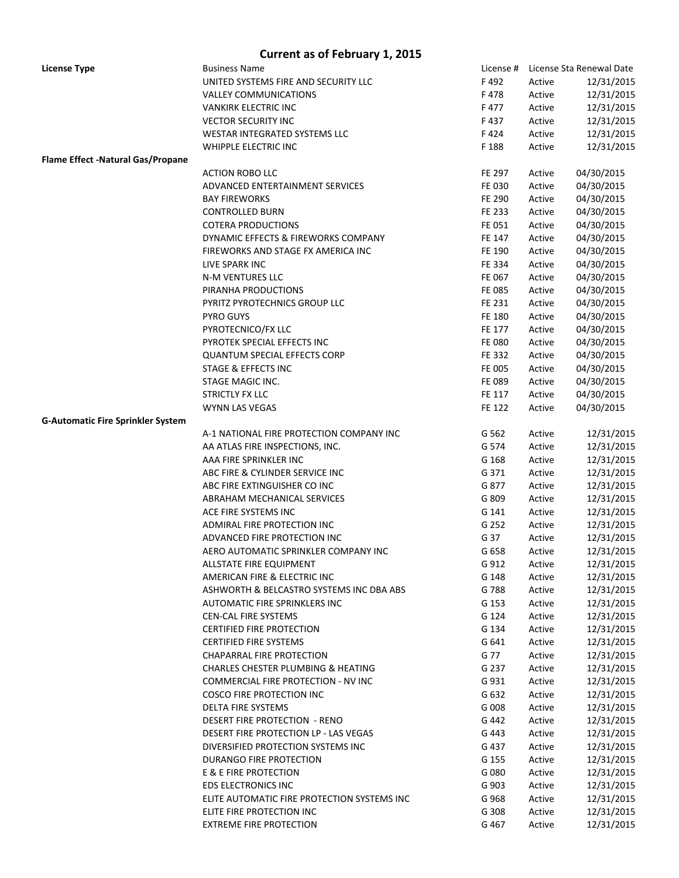# Current as of February 1, 2015

| License Type | Business Name | License # | License Sta | Renewal Date |
|---|---|---|---|---|
| | UNITED SYSTEMS FIRE AND SECURITY LLC | F 492 | Active | 12/31/2015 |
| | VALLEY COMMUNICATIONS | F 478 | Active | 12/31/2015 |
| | VANKIRK ELECTRIC INC | F 477 | Active | 12/31/2015 |
| | VECTOR SECURITY INC | F 437 | Active | 12/31/2015 |
| | WESTAR INTEGRATED SYSTEMS LLC | F 424 | Active | 12/31/2015 |
| | WHIPPLE ELECTRIC INC | F 188 | Active | 12/31/2015 |
| **Flame Effect -Natural Gas/Propane** | | | | |
| | ACTION ROBO LLC | FE 297 | Active | 04/30/2015 |
| | ADVANCED ENTERTAINMENT SERVICES | FE 030 | Active | 04/30/2015 |
| | BAY FIREWORKS | FE 290 | Active | 04/30/2015 |
| | CONTROLLED BURN | FE 233 | Active | 04/30/2015 |
| | COTERA PRODUCTIONS | FE 051 | Active | 04/30/2015 |
| | DYNAMIC EFFECTS & FIREWORKS COMPANY | FE 147 | Active | 04/30/2015 |
| | FIREWORKS AND STAGE FX AMERICA INC | FE 190 | Active | 04/30/2015 |
| | LIVE SPARK INC | FE 334 | Active | 04/30/2015 |
| | N-M VENTURES LLC | FE 067 | Active | 04/30/2015 |
| | PIRANHA PRODUCTIONS | FE 085 | Active | 04/30/2015 |
| | PYRITZ PYROTECHNICS GROUP LLC | FE 231 | Active | 04/30/2015 |
| | PYRO GUYS | FE 180 | Active | 04/30/2015 |
| | PYROTECNICO/FX LLC | FE 177 | Active | 04/30/2015 |
| | PYROTEK SPECIAL EFFECTS INC | FE 080 | Active | 04/30/2015 |
| | QUANTUM SPECIAL EFFECTS CORP | FE 332 | Active | 04/30/2015 |
| | STAGE & EFFECTS INC | FE 005 | Active | 04/30/2015 |
| | STAGE MAGIC INC. | FE 089 | Active | 04/30/2015 |
| | STRICTLY FX LLC | FE 117 | Active | 04/30/2015 |
| | WYNN LAS VEGAS | FE 122 | Active | 04/30/2015 |
| **G-Automatic Fire Sprinkler System** | | | | |
| | A-1 NATIONAL FIRE PROTECTION COMPANY INC | G 562 | Active | 12/31/2015 |
| | AA ATLAS FIRE INSPECTIONS, INC. | G 574 | Active | 12/31/2015 |
| | AAA FIRE SPRINKLER INC | G 168 | Active | 12/31/2015 |
| | ABC FIRE & CYLINDER SERVICE INC | G 371 | Active | 12/31/2015 |
| | ABC FIRE EXTINGUISHER CO INC | G 877 | Active | 12/31/2015 |
| | ABRAHAM MECHANICAL SERVICES | G 809 | Active | 12/31/2015 |
| | ACE FIRE SYSTEMS INC | G 141 | Active | 12/31/2015 |
| | ADMIRAL FIRE PROTECTION INC | G 252 | Active | 12/31/2015 |
| | ADVANCED FIRE PROTECTION INC | G 37 | Active | 12/31/2015 |
| | AERO AUTOMATIC SPRINKLER COMPANY INC | G 658 | Active | 12/31/2015 |
| | ALLSTATE FIRE EQUIPMENT | G 912 | Active | 12/31/2015 |
| | AMERICAN FIRE & ELECTRIC INC | G 148 | Active | 12/31/2015 |
| | ASHWORTH & BELCASTRO SYSTEMS INC DBA ABS | G 788 | Active | 12/31/2015 |
| | AUTOMATIC FIRE SPRINKLERS INC | G 153 | Active | 12/31/2015 |
| | CEN-CAL FIRE SYSTEMS | G 124 | Active | 12/31/2015 |
| | CERTIFIED FIRE PROTECTION | G 134 | Active | 12/31/2015 |
| | CERTIFIED FIRE SYSTEMS | G 641 | Active | 12/31/2015 |
| | CHAPARRAL FIRE PROTECTION | G 77 | Active | 12/31/2015 |
| | CHARLES CHESTER PLUMBING & HEATING | G 237 | Active | 12/31/2015 |
| | COMMERCIAL FIRE PROTECTION - NV INC | G 931 | Active | 12/31/2015 |
| | COSCO FIRE PROTECTION INC | G 632 | Active | 12/31/2015 |
| | DELTA FIRE SYSTEMS | G 008 | Active | 12/31/2015 |
| | DESERT FIRE PROTECTION - RENO | G 442 | Active | 12/31/2015 |
| | DESERT FIRE PROTECTION LP - LAS VEGAS | G 443 | Active | 12/31/2015 |
| | DIVERSIFIED PROTECTION SYSTEMS INC | G 437 | Active | 12/31/2015 |
| | DURANGO FIRE PROTECTION | G 155 | Active | 12/31/2015 |
| | E & E FIRE PROTECTION | G 080 | Active | 12/31/2015 |
| | EDS ELECTRONICS INC | G 903 | Active | 12/31/2015 |
| | ELITE AUTOMATIC FIRE PROTECTION SYSTEMS INC | G 968 | Active | 12/31/2015 |
| | ELITE FIRE PROTECTION INC | G 308 | Active | 12/31/2015 |
| | EXTREME FIRE PROTECTION | G 467 | Active | 12/31/2015 |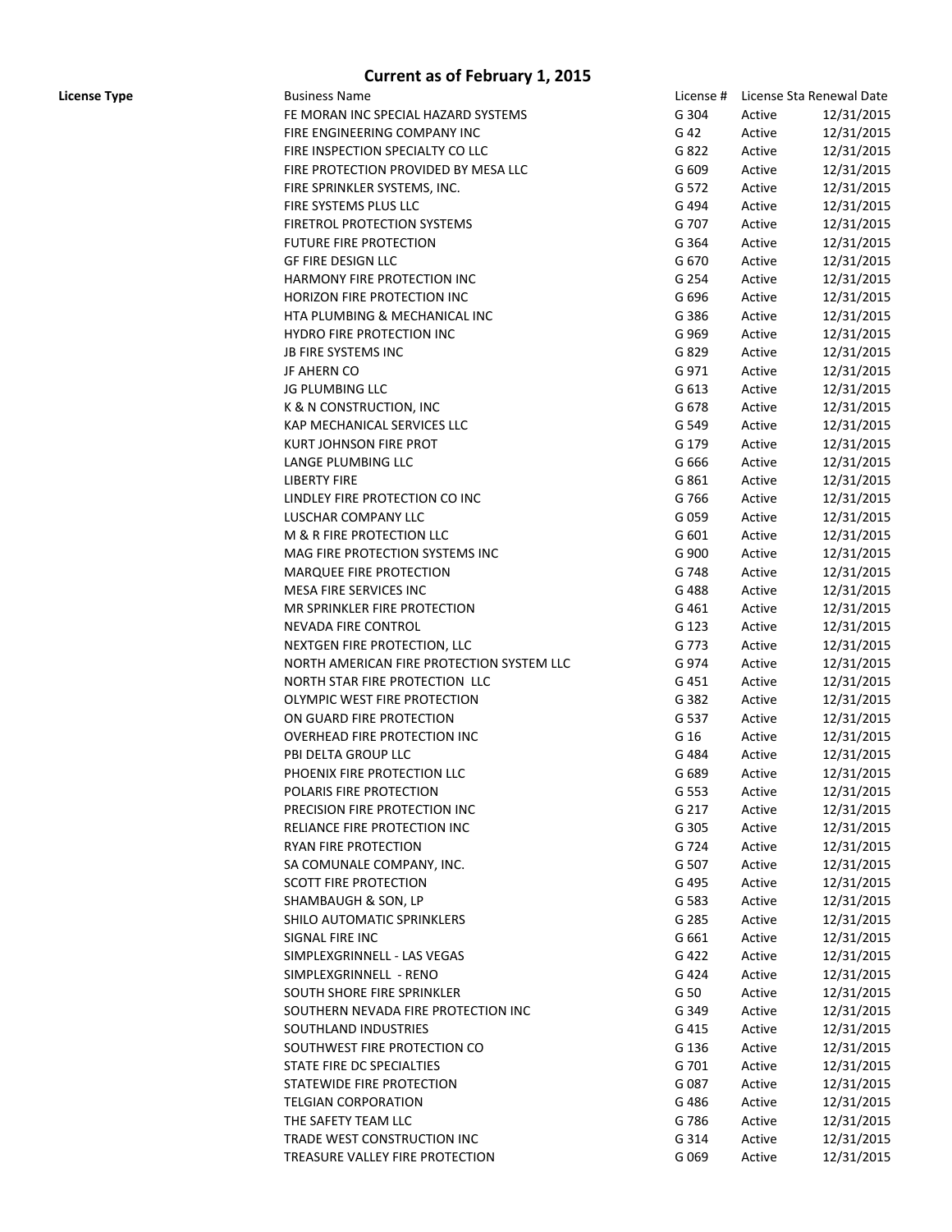## Current as of February 1, 2015

| License Type | Business Name | License # | License Sta | Renewal Date |
|---|---|---|---|---|
| | FE MORAN INC SPECIAL HAZARD SYSTEMS | G 304 | Active | 12/31/2015 |
| | FIRE ENGINEERING COMPANY INC | G 42 | Active | 12/31/2015 |
| | FIRE INSPECTION SPECIALTY CO LLC | G 822 | Active | 12/31/2015 |
| | FIRE PROTECTION PROVIDED BY MESA LLC | G 609 | Active | 12/31/2015 |
| | FIRE SPRINKLER SYSTEMS, INC. | G 572 | Active | 12/31/2015 |
| | FIRE SYSTEMS PLUS LLC | G 494 | Active | 12/31/2015 |
| | FIRETROL PROTECTION SYSTEMS | G 707 | Active | 12/31/2015 |
| | FUTURE FIRE PROTECTION | G 364 | Active | 12/31/2015 |
| | GF FIRE DESIGN LLC | G 670 | Active | 12/31/2015 |
| | HARMONY FIRE PROTECTION INC | G 254 | Active | 12/31/2015 |
| | HORIZON FIRE PROTECTION INC | G 696 | Active | 12/31/2015 |
| | HTA PLUMBING & MECHANICAL INC | G 386 | Active | 12/31/2015 |
| | HYDRO FIRE PROTECTION INC | G 969 | Active | 12/31/2015 |
| | JB FIRE SYSTEMS INC | G 829 | Active | 12/31/2015 |
| | JF AHERN CO | G 971 | Active | 12/31/2015 |
| | JG PLUMBING LLC | G 613 | Active | 12/31/2015 |
| | K & N CONSTRUCTION, INC | G 678 | Active | 12/31/2015 |
| | KAP MECHANICAL SERVICES LLC | G 549 | Active | 12/31/2015 |
| | KURT JOHNSON FIRE PROT | G 179 | Active | 12/31/2015 |
| | LANGE PLUMBING LLC | G 666 | Active | 12/31/2015 |
| | LIBERTY FIRE | G 861 | Active | 12/31/2015 |
| | LINDLEY FIRE PROTECTION CO INC | G 766 | Active | 12/31/2015 |
| | LUSCHAR COMPANY LLC | G 059 | Active | 12/31/2015 |
| | M & R FIRE PROTECTION LLC | G 601 | Active | 12/31/2015 |
| | MAG FIRE PROTECTION SYSTEMS INC | G 900 | Active | 12/31/2015 |
| | MARQUEE FIRE PROTECTION | G 748 | Active | 12/31/2015 |
| | MESA FIRE SERVICES INC | G 488 | Active | 12/31/2015 |
| | MR SPRINKLER FIRE PROTECTION | G 461 | Active | 12/31/2015 |
| | NEVADA FIRE CONTROL | G 123 | Active | 12/31/2015 |
| | NEXTGEN FIRE PROTECTION, LLC | G 773 | Active | 12/31/2015 |
| | NORTH AMERICAN FIRE PROTECTION SYSTEM LLC | G 974 | Active | 12/31/2015 |
| | NORTH STAR FIRE PROTECTION LLC | G 451 | Active | 12/31/2015 |
| | OLYMPIC WEST FIRE PROTECTION | G 382 | Active | 12/31/2015 |
| | ON GUARD FIRE PROTECTION | G 537 | Active | 12/31/2015 |
| | OVERHEAD FIRE PROTECTION INC | G 16 | Active | 12/31/2015 |
| | PBI DELTA GROUP LLC | G 484 | Active | 12/31/2015 |
| | PHOENIX FIRE PROTECTION LLC | G 689 | Active | 12/31/2015 |
| | POLARIS FIRE PROTECTION | G 553 | Active | 12/31/2015 |
| | PRECISION FIRE PROTECTION INC | G 217 | Active | 12/31/2015 |
| | RELIANCE FIRE PROTECTION INC | G 305 | Active | 12/31/2015 |
| | RYAN FIRE PROTECTION | G 724 | Active | 12/31/2015 |
| | SA COMUNALE COMPANY, INC. | G 507 | Active | 12/31/2015 |
| | SCOTT FIRE PROTECTION | G 495 | Active | 12/31/2015 |
| | SHAMBAUGH & SON, LP | G 583 | Active | 12/31/2015 |
| | SHILO AUTOMATIC SPRINKLERS | G 285 | Active | 12/31/2015 |
| | SIGNAL FIRE INC | G 661 | Active | 12/31/2015 |
| | SIMPLEXGRINNELL - LAS VEGAS | G 422 | Active | 12/31/2015 |
| | SIMPLEXGRINNELL - RENO | G 424 | Active | 12/31/2015 |
| | SOUTH SHORE FIRE SPRINKLER | G 50 | Active | 12/31/2015 |
| | SOUTHERN NEVADA FIRE PROTECTION INC | G 349 | Active | 12/31/2015 |
| | SOUTHLAND INDUSTRIES | G 415 | Active | 12/31/2015 |
| | SOUTHWEST FIRE PROTECTION CO | G 136 | Active | 12/31/2015 |
| | STATE FIRE DC SPECIALTIES | G 701 | Active | 12/31/2015 |
| | STATEWIDE FIRE PROTECTION | G 087 | Active | 12/31/2015 |
| | TELGIAN CORPORATION | G 486 | Active | 12/31/2015 |
| | THE SAFETY TEAM LLC | G 786 | Active | 12/31/2015 |
| | TRADE WEST CONSTRUCTION INC | G 314 | Active | 12/31/2015 |
| | TREASURE VALLEY FIRE PROTECTION | G 069 | Active | 12/31/2015 |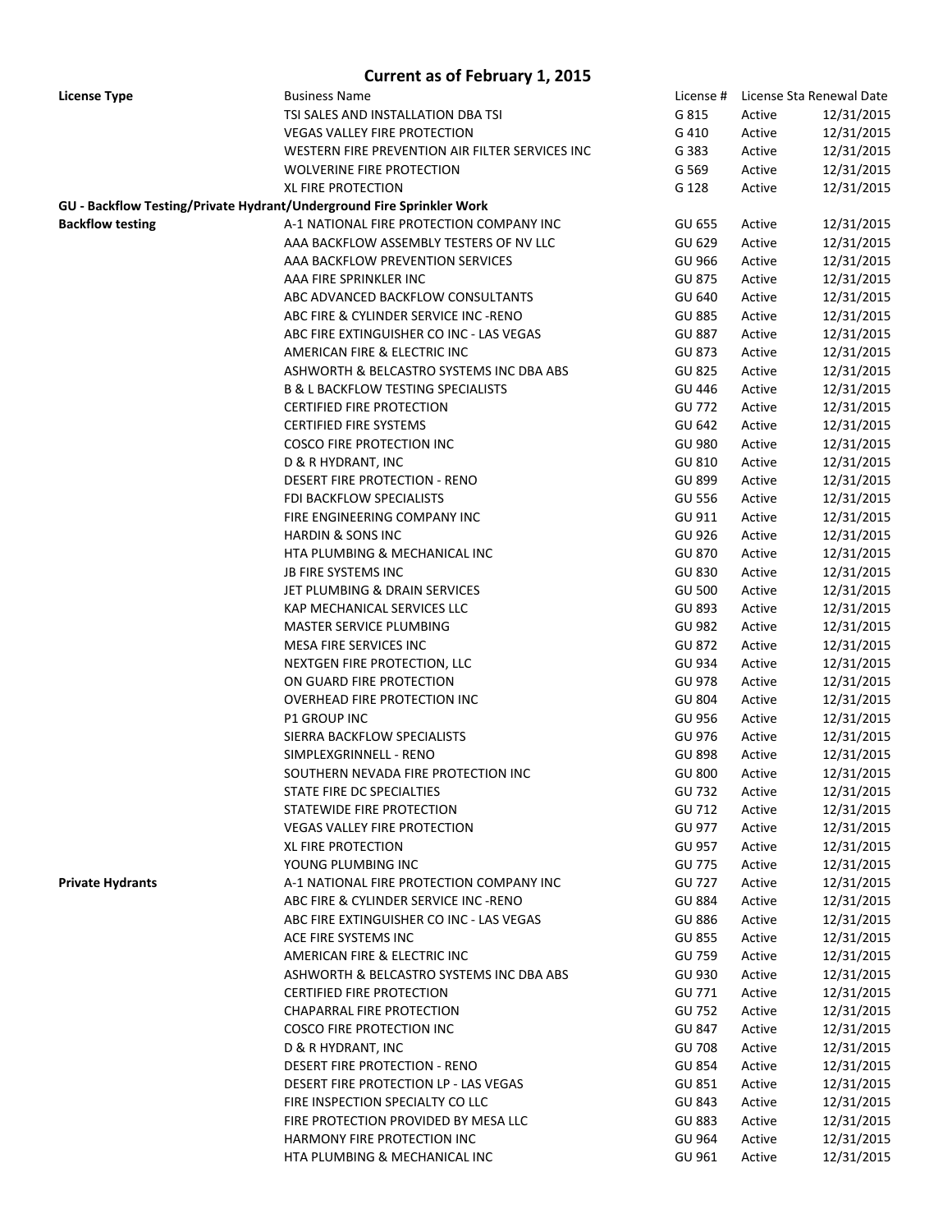**Current as of February 1, 2015**

| License Type | Business Name | License # | License Sta | Renewal Date |
|---|---|---|---|---|
| | TSI SALES AND INSTALLATION DBA TSI | G 815 | Active | 12/31/2015 |
| | VEGAS VALLEY FIRE PROTECTION | G 410 | Active | 12/31/2015 |
| | WESTERN FIRE PREVENTION AIR FILTER SERVICES INC | G 383 | Active | 12/31/2015 |
| | WOLVERINE FIRE PROTECTION | G 569 | Active | 12/31/2015 |
| | XL FIRE PROTECTION | G 128 | Active | 12/31/2015 |
| **GU - Backflow Testing/Private Hydrant/Underground Fire Sprinkler Work** | | | | |
| **Backflow testing** | A-1 NATIONAL FIRE PROTECTION COMPANY INC | GU 655 | Active | 12/31/2015 |
| | AAA BACKFLOW ASSEMBLY TESTERS OF NV LLC | GU 629 | Active | 12/31/2015 |
| | AAA BACKFLOW PREVENTION SERVICES | GU 966 | Active | 12/31/2015 |
| | AAA FIRE SPRINKLER INC | GU 875 | Active | 12/31/2015 |
| | ABC ADVANCED BACKFLOW CONSULTANTS | GU 640 | Active | 12/31/2015 |
| | ABC FIRE & CYLINDER SERVICE INC -RENO | GU 885 | Active | 12/31/2015 |
| | ABC FIRE EXTINGUISHER CO INC - LAS VEGAS | GU 887 | Active | 12/31/2015 |
| | AMERICAN FIRE & ELECTRIC INC | GU 873 | Active | 12/31/2015 |
| | ASHWORTH & BELCASTRO SYSTEMS INC DBA ABS | GU 825 | Active | 12/31/2015 |
| | B & L BACKFLOW TESTING SPECIALISTS | GU 446 | Active | 12/31/2015 |
| | CERTIFIED FIRE PROTECTION | GU 772 | Active | 12/31/2015 |
| | CERTIFIED FIRE SYSTEMS | GU 642 | Active | 12/31/2015 |
| | COSCO FIRE PROTECTION INC | GU 980 | Active | 12/31/2015 |
| | D & R HYDRANT, INC | GU 810 | Active | 12/31/2015 |
| | DESERT FIRE PROTECTION - RENO | GU 899 | Active | 12/31/2015 |
| | FDI BACKFLOW SPECIALISTS | GU 556 | Active | 12/31/2015 |
| | FIRE ENGINEERING COMPANY INC | GU 911 | Active | 12/31/2015 |
| | HARDIN & SONS INC | GU 926 | Active | 12/31/2015 |
| | HTA PLUMBING & MECHANICAL INC | GU 870 | Active | 12/31/2015 |
| | JB FIRE SYSTEMS INC | GU 830 | Active | 12/31/2015 |
| | JET PLUMBING & DRAIN SERVICES | GU 500 | Active | 12/31/2015 |
| | KAP MECHANICAL SERVICES LLC | GU 893 | Active | 12/31/2015 |
| | MASTER SERVICE PLUMBING | GU 982 | Active | 12/31/2015 |
| | MESA FIRE SERVICES INC | GU 872 | Active | 12/31/2015 |
| | NEXTGEN FIRE PROTECTION, LLC | GU 934 | Active | 12/31/2015 |
| | ON GUARD FIRE PROTECTION | GU 978 | Active | 12/31/2015 |
| | OVERHEAD FIRE PROTECTION INC | GU 804 | Active | 12/31/2015 |
| | P1 GROUP INC | GU 956 | Active | 12/31/2015 |
| | SIERRA BACKFLOW SPECIALISTS | GU 976 | Active | 12/31/2015 |
| | SIMPLEXGRINNELL - RENO | GU 898 | Active | 12/31/2015 |
| | SOUTHERN NEVADA FIRE PROTECTION INC | GU 800 | Active | 12/31/2015 |
| | STATE FIRE DC SPECIALTIES | GU 732 | Active | 12/31/2015 |
| | STATEWIDE FIRE PROTECTION | GU 712 | Active | 12/31/2015 |
| | VEGAS VALLEY FIRE PROTECTION | GU 977 | Active | 12/31/2015 |
| | XL FIRE PROTECTION | GU 957 | Active | 12/31/2015 |
| | YOUNG PLUMBING INC | GU 775 | Active | 12/31/2015 |
| **Private Hydrants** | A-1 NATIONAL FIRE PROTECTION COMPANY INC | GU 727 | Active | 12/31/2015 |
| | ABC FIRE & CYLINDER SERVICE INC -RENO | GU 884 | Active | 12/31/2015 |
| | ABC FIRE EXTINGUISHER CO INC - LAS VEGAS | GU 886 | Active | 12/31/2015 |
| | ACE FIRE SYSTEMS INC | GU 855 | Active | 12/31/2015 |
| | AMERICAN FIRE & ELECTRIC INC | GU 759 | Active | 12/31/2015 |
| | ASHWORTH & BELCASTRO SYSTEMS INC DBA ABS | GU 930 | Active | 12/31/2015 |
| | CERTIFIED FIRE PROTECTION | GU 771 | Active | 12/31/2015 |
| | CHAPARRAL FIRE PROTECTION | GU 752 | Active | 12/31/2015 |
| | COSCO FIRE PROTECTION INC | GU 847 | Active | 12/31/2015 |
| | D & R HYDRANT, INC | GU 708 | Active | 12/31/2015 |
| | DESERT FIRE PROTECTION - RENO | GU 854 | Active | 12/31/2015 |
| | DESERT FIRE PROTECTION LP - LAS VEGAS | GU 851 | Active | 12/31/2015 |
| | FIRE INSPECTION SPECIALTY CO LLC | GU 843 | Active | 12/31/2015 |
| | FIRE PROTECTION PROVIDED BY MESA LLC | GU 883 | Active | 12/31/2015 |
| | HARMONY FIRE PROTECTION INC | GU 964 | Active | 12/31/2015 |
| | HTA PLUMBING & MECHANICAL INC | GU 961 | Active | 12/31/2015 |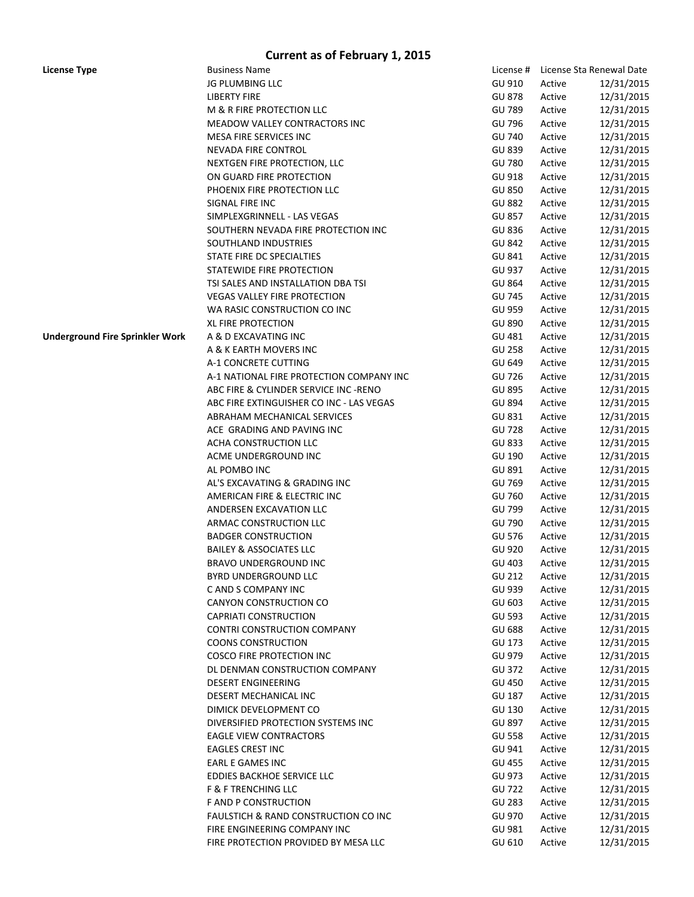# Current as of February 1, 2015

| License Type | Business Name | License # | License Sta | Renewal Date |
|---|---|---|---|---|
| | JG PLUMBING LLC | GU 910 | Active | 12/31/2015 |
| | LIBERTY FIRE | GU 878 | Active | 12/31/2015 |
| | M & R FIRE PROTECTION LLC | GU 789 | Active | 12/31/2015 |
| | MEADOW VALLEY CONTRACTORS INC | GU 796 | Active | 12/31/2015 |
| | MESA FIRE SERVICES INC | GU 740 | Active | 12/31/2015 |
| | NEVADA FIRE CONTROL | GU 839 | Active | 12/31/2015 |
| | NEXTGEN FIRE PROTECTION, LLC | GU 780 | Active | 12/31/2015 |
| | ON GUARD FIRE PROTECTION | GU 918 | Active | 12/31/2015 |
| | PHOENIX FIRE PROTECTION LLC | GU 850 | Active | 12/31/2015 |
| | SIGNAL FIRE INC | GU 882 | Active | 12/31/2015 |
| | SIMPLEXGRINNELL - LAS VEGAS | GU 857 | Active | 12/31/2015 |
| | SOUTHERN NEVADA FIRE PROTECTION INC | GU 836 | Active | 12/31/2015 |
| | SOUTHLAND INDUSTRIES | GU 842 | Active | 12/31/2015 |
| | STATE FIRE DC SPECIALTIES | GU 841 | Active | 12/31/2015 |
| | STATEWIDE FIRE PROTECTION | GU 937 | Active | 12/31/2015 |
| | TSI SALES AND INSTALLATION DBA TSI | GU 864 | Active | 12/31/2015 |
| | VEGAS VALLEY FIRE PROTECTION | GU 745 | Active | 12/31/2015 |
| | WA RASIC CONSTRUCTION CO INC | GU 959 | Active | 12/31/2015 |
| | XL FIRE PROTECTION | GU 890 | Active | 12/31/2015 |
| **Underground Fire Sprinkler Work** | A & D EXCAVATING INC | GU 481 | Active | 12/31/2015 |
| | A & K EARTH MOVERS INC | GU 258 | Active | 12/31/2015 |
| | A-1 CONCRETE CUTTING | GU 649 | Active | 12/31/2015 |
| | A-1 NATIONAL FIRE PROTECTION COMPANY INC | GU 726 | Active | 12/31/2015 |
| | ABC FIRE & CYLINDER SERVICE INC -RENO | GU 895 | Active | 12/31/2015 |
| | ABC FIRE EXTINGUISHER CO INC - LAS VEGAS | GU 894 | Active | 12/31/2015 |
| | ABRAHAM MECHANICAL SERVICES | GU 831 | Active | 12/31/2015 |
| | ACE GRADING AND PAVING INC | GU 728 | Active | 12/31/2015 |
| | ACHA CONSTRUCTION LLC | GU 833 | Active | 12/31/2015 |
| | ACME UNDERGROUND INC | GU 190 | Active | 12/31/2015 |
| | AL POMBO INC | GU 891 | Active | 12/31/2015 |
| | AL'S EXCAVATING & GRADING INC | GU 769 | Active | 12/31/2015 |
| | AMERICAN FIRE & ELECTRIC INC | GU 760 | Active | 12/31/2015 |
| | ANDERSEN EXCAVATION LLC | GU 799 | Active | 12/31/2015 |
| | ARMAC CONSTRUCTION LLC | GU 790 | Active | 12/31/2015 |
| | BADGER CONSTRUCTION | GU 576 | Active | 12/31/2015 |
| | BAILEY & ASSOCIATES LLC | GU 920 | Active | 12/31/2015 |
| | BRAVO UNDERGROUND INC | GU 403 | Active | 12/31/2015 |
| | BYRD UNDERGROUND LLC | GU 212 | Active | 12/31/2015 |
| | C AND S COMPANY INC | GU 939 | Active | 12/31/2015 |
| | CANYON CONSTRUCTION CO | GU 603 | Active | 12/31/2015 |
| | CAPRIATI CONSTRUCTION | GU 593 | Active | 12/31/2015 |
| | CONTRI CONSTRUCTION COMPANY | GU 688 | Active | 12/31/2015 |
| | COONS CONSTRUCTION | GU 173 | Active | 12/31/2015 |
| | COSCO FIRE PROTECTION INC | GU 979 | Active | 12/31/2015 |
| | DL DENMAN CONSTRUCTION COMPANY | GU 372 | Active | 12/31/2015 |
| | DESERT ENGINEERING | GU 450 | Active | 12/31/2015 |
| | DESERT MECHANICAL INC | GU 187 | Active | 12/31/2015 |
| | DIMICK DEVELOPMENT CO | GU 130 | Active | 12/31/2015 |
| | DIVERSIFIED PROTECTION SYSTEMS INC | GU 897 | Active | 12/31/2015 |
| | EAGLE VIEW CONTRACTORS | GU 558 | Active | 12/31/2015 |
| | EAGLES CREST INC | GU 941 | Active | 12/31/2015 |
| | EARL E GAMES INC | GU 455 | Active | 12/31/2015 |
| | EDDIES BACKHOE SERVICE LLC | GU 973 | Active | 12/31/2015 |
| | F & F TRENCHING LLC | GU 722 | Active | 12/31/2015 |
| | F AND P CONSTRUCTION | GU 283 | Active | 12/31/2015 |
| | FAULSTICH & RAND CONSTRUCTION CO INC | GU 970 | Active | 12/31/2015 |
| | FIRE ENGINEERING COMPANY INC | GU 981 | Active | 12/31/2015 |
| | FIRE PROTECTION PROVIDED BY MESA LLC | GU 610 | Active | 12/31/2015 |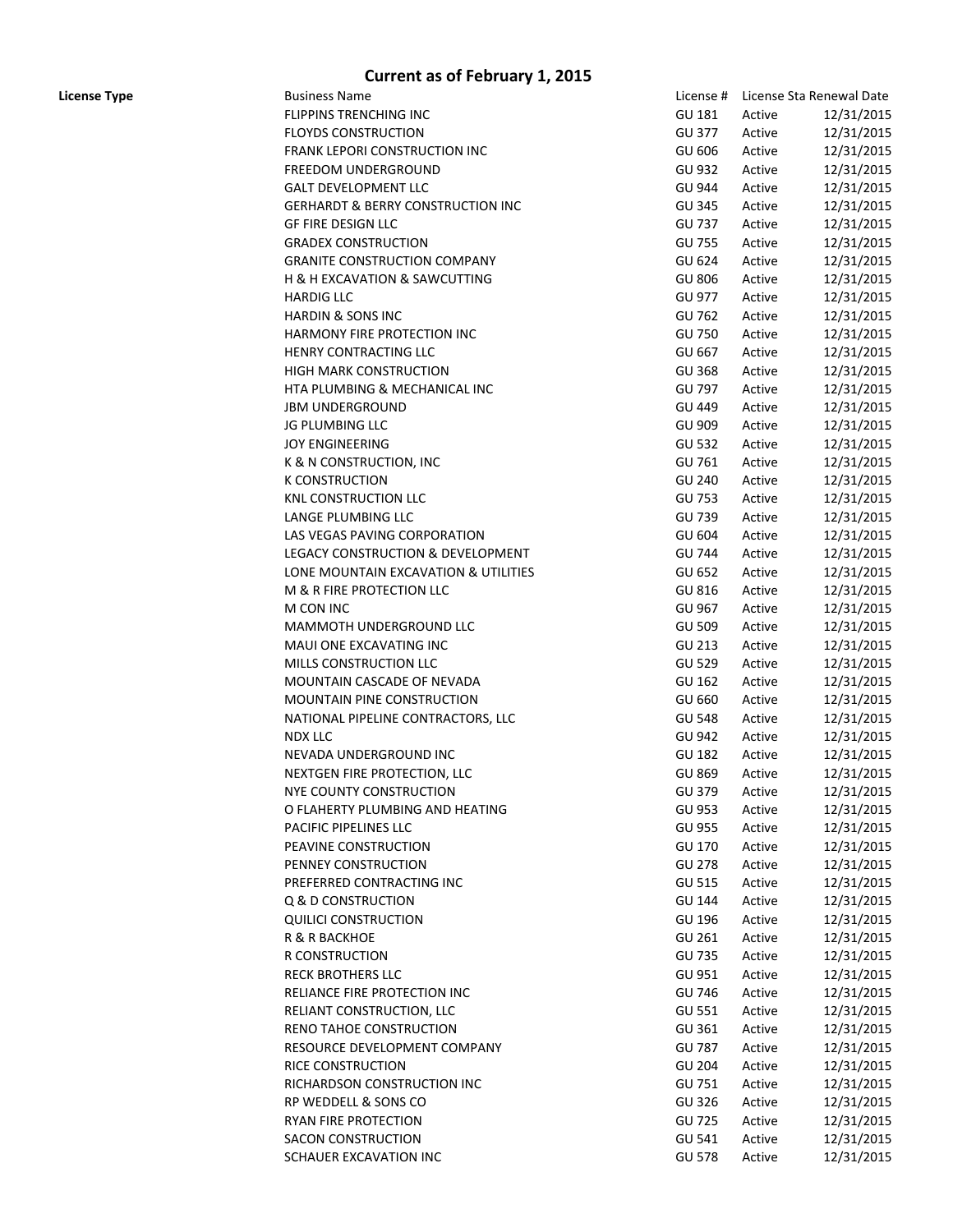## Current as of February 1, 2015

| License Type | Business Name | License # | License Sta | Renewal Date |
|---|---|---|---|---|
| | FLIPPINS TRENCHING INC | GU 181 | Active | 12/31/2015 |
| | FLOYDS CONSTRUCTION | GU 377 | Active | 12/31/2015 |
| | FRANK LEPORI CONSTRUCTION INC | GU 606 | Active | 12/31/2015 |
| | FREEDOM UNDERGROUND | GU 932 | Active | 12/31/2015 |
| | GALT DEVELOPMENT LLC | GU 944 | Active | 12/31/2015 |
| | GERHARDT & BERRY CONSTRUCTION INC | GU 345 | Active | 12/31/2015 |
| | GF FIRE DESIGN LLC | GU 737 | Active | 12/31/2015 |
| | GRADEX CONSTRUCTION | GU 755 | Active | 12/31/2015 |
| | GRANITE CONSTRUCTION COMPANY | GU 624 | Active | 12/31/2015 |
| | H & H EXCAVATION & SAWCUTTING | GU 806 | Active | 12/31/2015 |
| | HARDIG LLC | GU 977 | Active | 12/31/2015 |
| | HARDIN & SONS INC | GU 762 | Active | 12/31/2015 |
| | HARMONY FIRE PROTECTION INC | GU 750 | Active | 12/31/2015 |
| | HENRY CONTRACTING LLC | GU 667 | Active | 12/31/2015 |
| | HIGH MARK CONSTRUCTION | GU 368 | Active | 12/31/2015 |
| | HTA PLUMBING & MECHANICAL INC | GU 797 | Active | 12/31/2015 |
| | JBM UNDERGROUND | GU 449 | Active | 12/31/2015 |
| | JG PLUMBING LLC | GU 909 | Active | 12/31/2015 |
| | JOY ENGINEERING | GU 532 | Active | 12/31/2015 |
| | K & N CONSTRUCTION, INC | GU 761 | Active | 12/31/2015 |
| | K CONSTRUCTION | GU 240 | Active | 12/31/2015 |
| | KNL CONSTRUCTION LLC | GU 753 | Active | 12/31/2015 |
| | LANGE PLUMBING LLC | GU 739 | Active | 12/31/2015 |
| | LAS VEGAS PAVING CORPORATION | GU 604 | Active | 12/31/2015 |
| | LEGACY CONSTRUCTION & DEVELOPMENT | GU 744 | Active | 12/31/2015 |
| | LONE MOUNTAIN EXCAVATION & UTILITIES | GU 652 | Active | 12/31/2015 |
| | M & R FIRE PROTECTION LLC | GU 816 | Active | 12/31/2015 |
| | M CON INC | GU 967 | Active | 12/31/2015 |
| | MAMMOTH UNDERGROUND LLC | GU 509 | Active | 12/31/2015 |
| | MAUI ONE EXCAVATING INC | GU 213 | Active | 12/31/2015 |
| | MILLS CONSTRUCTION LLC | GU 529 | Active | 12/31/2015 |
| | MOUNTAIN CASCADE OF NEVADA | GU 162 | Active | 12/31/2015 |
| | MOUNTAIN PINE CONSTRUCTION | GU 660 | Active | 12/31/2015 |
| | NATIONAL PIPELINE CONTRACTORS, LLC | GU 548 | Active | 12/31/2015 |
| | NDX LLC | GU 942 | Active | 12/31/2015 |
| | NEVADA UNDERGROUND INC | GU 182 | Active | 12/31/2015 |
| | NEXTGEN FIRE PROTECTION, LLC | GU 869 | Active | 12/31/2015 |
| | NYE COUNTY CONSTRUCTION | GU 379 | Active | 12/31/2015 |
| | O FLAHERTY PLUMBING AND HEATING | GU 953 | Active | 12/31/2015 |
| | PACIFIC PIPELINES LLC | GU 955 | Active | 12/31/2015 |
| | PEAVINE CONSTRUCTION | GU 170 | Active | 12/31/2015 |
| | PENNEY CONSTRUCTION | GU 278 | Active | 12/31/2015 |
| | PREFERRED CONTRACTING INC | GU 515 | Active | 12/31/2015 |
| | Q & D CONSTRUCTION | GU 144 | Active | 12/31/2015 |
| | QUILICI CONSTRUCTION | GU 196 | Active | 12/31/2015 |
| | R & R BACKHOE | GU 261 | Active | 12/31/2015 |
| | R CONSTRUCTION | GU 735 | Active | 12/31/2015 |
| | RECK BROTHERS LLC | GU 951 | Active | 12/31/2015 |
| | RELIANCE FIRE PROTECTION INC | GU 746 | Active | 12/31/2015 |
| | RELIANT CONSTRUCTION, LLC | GU 551 | Active | 12/31/2015 |
| | RENO TAHOE CONSTRUCTION | GU 361 | Active | 12/31/2015 |
| | RESOURCE DEVELOPMENT COMPANY | GU 787 | Active | 12/31/2015 |
| | RICE CONSTRUCTION | GU 204 | Active | 12/31/2015 |
| | RICHARDSON CONSTRUCTION INC | GU 751 | Active | 12/31/2015 |
| | RP WEDDELL & SONS CO | GU 326 | Active | 12/31/2015 |
| | RYAN FIRE PROTECTION | GU 725 | Active | 12/31/2015 |
| | SACON CONSTRUCTION | GU 541 | Active | 12/31/2015 |
| | SCHAUER EXCAVATION INC | GU 578 | Active | 12/31/2015 |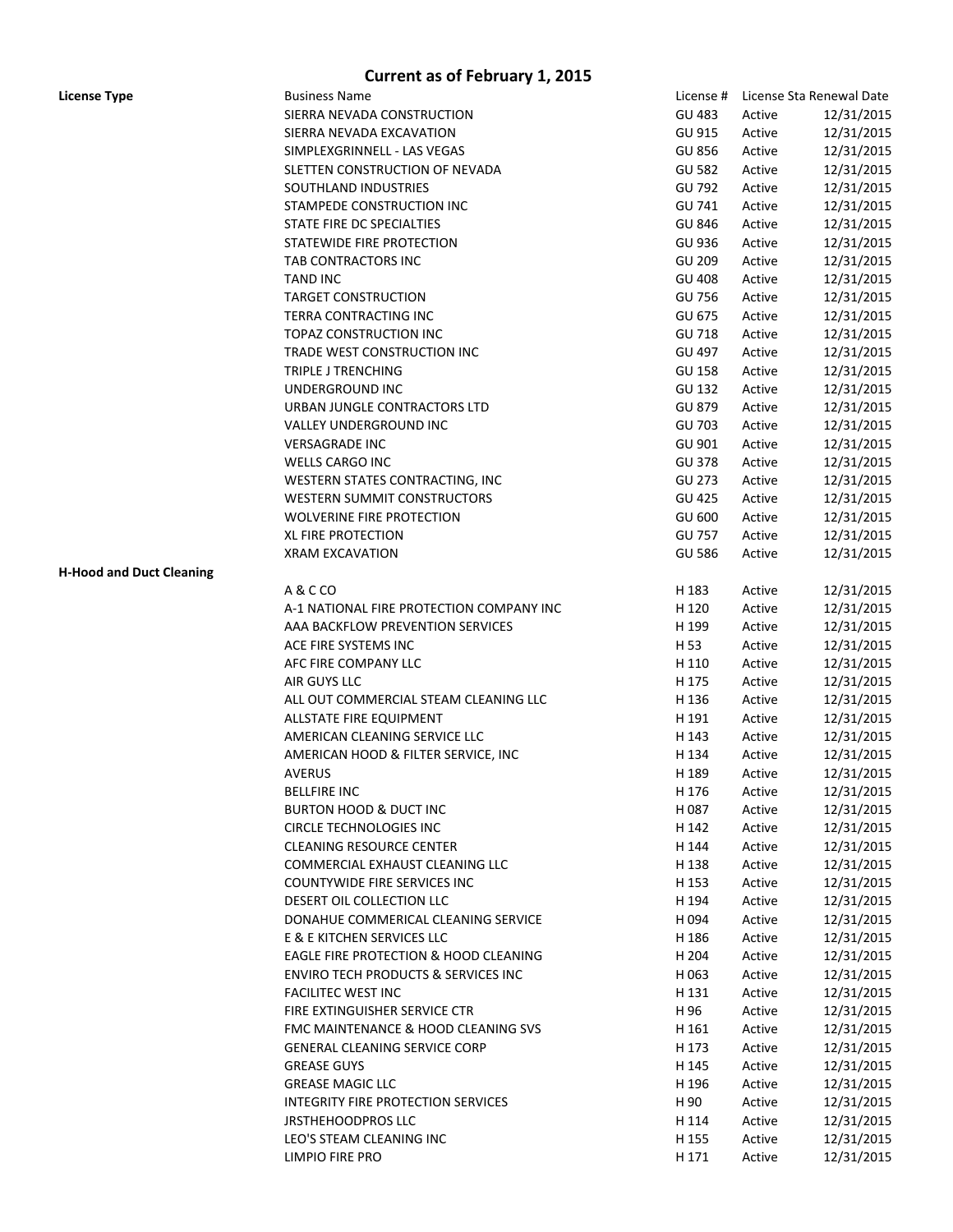**Current as of February 1, 2015**

| License Type | Business Name | License # | License Sta | Renewal Date |
|---|---|---|---|---|
| | SIERRA NEVADA CONSTRUCTION | GU 483 | Active | 12/31/2015 |
| | SIERRA NEVADA EXCAVATION | GU 915 | Active | 12/31/2015 |
| | SIMPLEXGRINNELL - LAS VEGAS | GU 856 | Active | 12/31/2015 |
| | SLETTEN CONSTRUCTION OF NEVADA | GU 582 | Active | 12/31/2015 |
| | SOUTHLAND INDUSTRIES | GU 792 | Active | 12/31/2015 |
| | STAMPEDE CONSTRUCTION INC | GU 741 | Active | 12/31/2015 |
| | STATE FIRE DC SPECIALTIES | GU 846 | Active | 12/31/2015 |
| | STATEWIDE FIRE PROTECTION | GU 936 | Active | 12/31/2015 |
| | TAB CONTRACTORS INC | GU 209 | Active | 12/31/2015 |
| | TAND INC | GU 408 | Active | 12/31/2015 |
| | TARGET CONSTRUCTION | GU 756 | Active | 12/31/2015 |
| | TERRA CONTRACTING INC | GU 675 | Active | 12/31/2015 |
| | TOPAZ CONSTRUCTION INC | GU 718 | Active | 12/31/2015 |
| | TRADE WEST CONSTRUCTION INC | GU 497 | Active | 12/31/2015 |
| | TRIPLE J TRENCHING | GU 158 | Active | 12/31/2015 |
| | UNDERGROUND INC | GU 132 | Active | 12/31/2015 |
| | URBAN JUNGLE CONTRACTORS LTD | GU 879 | Active | 12/31/2015 |
| | VALLEY UNDERGROUND INC | GU 703 | Active | 12/31/2015 |
| | VERSAGRADE INC | GU 901 | Active | 12/31/2015 |
| | WELLS CARGO INC | GU 378 | Active | 12/31/2015 |
| | WESTERN STATES CONTRACTING, INC | GU 273 | Active | 12/31/2015 |
| | WESTERN SUMMIT CONSTRUCTORS | GU 425 | Active | 12/31/2015 |
| | WOLVERINE FIRE PROTECTION | GU 600 | Active | 12/31/2015 |
| | XL FIRE PROTECTION | GU 757 | Active | 12/31/2015 |
| | XRAM EXCAVATION | GU 586 | Active | 12/31/2015 |
| **H-Hood and Duct Cleaning** | | | | |
| | A & C CO | H 183 | Active | 12/31/2015 |
| | A-1 NATIONAL FIRE PROTECTION COMPANY INC | H 120 | Active | 12/31/2015 |
| | AAA BACKFLOW PREVENTION SERVICES | H 199 | Active | 12/31/2015 |
| | ACE FIRE SYSTEMS INC | H 53 | Active | 12/31/2015 |
| | AFC FIRE COMPANY LLC | H 110 | Active | 12/31/2015 |
| | AIR GUYS LLC | H 175 | Active | 12/31/2015 |
| | ALL OUT COMMERCIAL STEAM CLEANING LLC | H 136 | Active | 12/31/2015 |
| | ALLSTATE FIRE EQUIPMENT | H 191 | Active | 12/31/2015 |
| | AMERICAN CLEANING SERVICE LLC | H 143 | Active | 12/31/2015 |
| | AMERICAN HOOD & FILTER SERVICE, INC | H 134 | Active | 12/31/2015 |
| | AVERUS | H 189 | Active | 12/31/2015 |
| | BELLFIRE INC | H 176 | Active | 12/31/2015 |
| | BURTON HOOD & DUCT INC | H 087 | Active | 12/31/2015 |
| | CIRCLE TECHNOLOGIES INC | H 142 | Active | 12/31/2015 |
| | CLEANING RESOURCE CENTER | H 144 | Active | 12/31/2015 |
| | COMMERCIAL EXHAUST CLEANING LLC | H 138 | Active | 12/31/2015 |
| | COUNTYWIDE FIRE SERVICES INC | H 153 | Active | 12/31/2015 |
| | DESERT OIL COLLECTION LLC | H 194 | Active | 12/31/2015 |
| | DONAHUE COMMERICAL CLEANING SERVICE | H 094 | Active | 12/31/2015 |
| | E & E KITCHEN SERVICES LLC | H 186 | Active | 12/31/2015 |
| | EAGLE FIRE PROTECTION & HOOD CLEANING | H 204 | Active | 12/31/2015 |
| | ENVIRO TECH PRODUCTS & SERVICES INC | H 063 | Active | 12/31/2015 |
| | FACILITEC WEST INC | H 131 | Active | 12/31/2015 |
| | FIRE EXTINGUISHER SERVICE CTR | H 96 | Active | 12/31/2015 |
| | FMC MAINTENANCE & HOOD CLEANING SVS | H 161 | Active | 12/31/2015 |
| | GENERAL CLEANING SERVICE CORP | H 173 | Active | 12/31/2015 |
| | GREASE GUYS | H 145 | Active | 12/31/2015 |
| | GREASE MAGIC LLC | H 196 | Active | 12/31/2015 |
| | INTEGRITY FIRE PROTECTION SERVICES | H 90 | Active | 12/31/2015 |
| | JRSTHEHOODPROS LLC | H 114 | Active | 12/31/2015 |
| | LEO'S STEAM CLEANING INC | H 155 | Active | 12/31/2015 |
| | LIMPIO FIRE PRO | H 171 | Active | 12/31/2015 |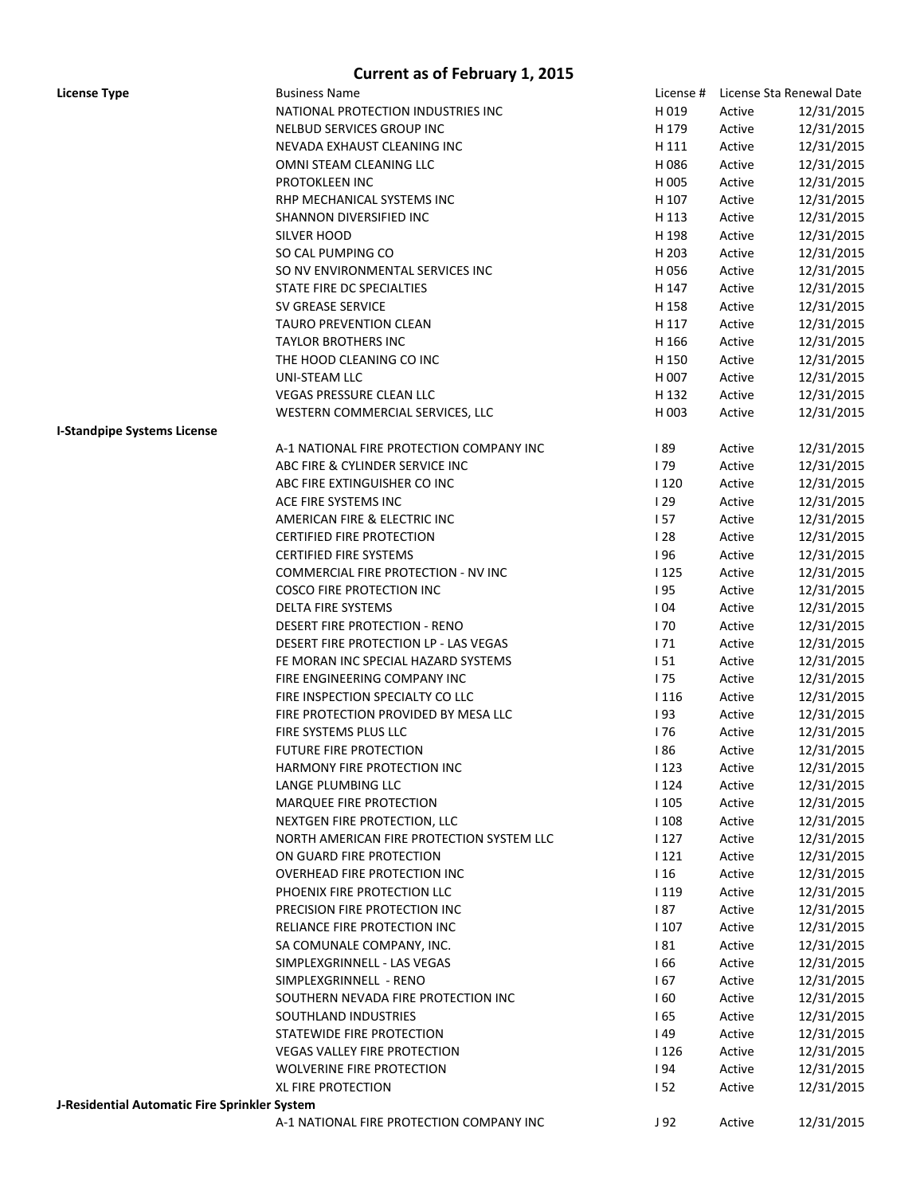**Current as of February 1, 2015**

| License Type | Business Name | License # | License Sta | Renewal Date |
|---|---|---|---|---|
| | NATIONAL PROTECTION INDUSTRIES INC | H 019 | Active | 12/31/2015 |
| | NELBUD SERVICES GROUP INC | H 179 | Active | 12/31/2015 |
| | NEVADA EXHAUST CLEANING INC | H 111 | Active | 12/31/2015 |
| | OMNI STEAM CLEANING LLC | H 086 | Active | 12/31/2015 |
| | PROTOKLEEN INC | H 005 | Active | 12/31/2015 |
| | RHP MECHANICAL SYSTEMS INC | H 107 | Active | 12/31/2015 |
| | SHANNON DIVERSIFIED INC | H 113 | Active | 12/31/2015 |
| | SILVER HOOD | H 198 | Active | 12/31/2015 |
| | SO CAL PUMPING CO | H 203 | Active | 12/31/2015 |
| | SO NV ENVIRONMENTAL SERVICES INC | H 056 | Active | 12/31/2015 |
| | STATE FIRE DC SPECIALTIES | H 147 | Active | 12/31/2015 |
| | SV GREASE SERVICE | H 158 | Active | 12/31/2015 |
| | TAURO PREVENTION CLEAN | H 117 | Active | 12/31/2015 |
| | TAYLOR BROTHERS INC | H 166 | Active | 12/31/2015 |
| | THE HOOD CLEANING CO INC | H 150 | Active | 12/31/2015 |
| | UNI-STEAM LLC | H 007 | Active | 12/31/2015 |
| | VEGAS PRESSURE CLEAN LLC | H 132 | Active | 12/31/2015 |
| | WESTERN COMMERCIAL SERVICES, LLC | H 003 | Active | 12/31/2015 |
| **I-Standpipe Systems License** | | | | |
| | A-1 NATIONAL FIRE PROTECTION COMPANY INC | I 89 | Active | 12/31/2015 |
| | ABC FIRE & CYLINDER SERVICE INC | I 79 | Active | 12/31/2015 |
| | ABC FIRE EXTINGUISHER CO INC | I 120 | Active | 12/31/2015 |
| | ACE FIRE SYSTEMS INC | I 29 | Active | 12/31/2015 |
| | AMERICAN FIRE & ELECTRIC INC | I 57 | Active | 12/31/2015 |
| | CERTIFIED FIRE PROTECTION | I 28 | Active | 12/31/2015 |
| | CERTIFIED FIRE SYSTEMS | I 96 | Active | 12/31/2015 |
| | COMMERCIAL FIRE PROTECTION - NV INC | I 125 | Active | 12/31/2015 |
| | COSCO FIRE PROTECTION INC | I 95 | Active | 12/31/2015 |
| | DELTA FIRE SYSTEMS | I 04 | Active | 12/31/2015 |
| | DESERT FIRE PROTECTION - RENO | I 70 | Active | 12/31/2015 |
| | DESERT FIRE PROTECTION LP - LAS VEGAS | I 71 | Active | 12/31/2015 |
| | FE MORAN INC SPECIAL HAZARD SYSTEMS | I 51 | Active | 12/31/2015 |
| | FIRE ENGINEERING COMPANY INC | I 75 | Active | 12/31/2015 |
| | FIRE INSPECTION SPECIALTY CO LLC | I 116 | Active | 12/31/2015 |
| | FIRE PROTECTION PROVIDED BY MESA LLC | I 93 | Active | 12/31/2015 |
| | FIRE SYSTEMS PLUS LLC | I 76 | Active | 12/31/2015 |
| | FUTURE FIRE PROTECTION | I 86 | Active | 12/31/2015 |
| | HARMONY FIRE PROTECTION INC | I 123 | Active | 12/31/2015 |
| | LANGE PLUMBING LLC | I 124 | Active | 12/31/2015 |
| | MARQUEE FIRE PROTECTION | I 105 | Active | 12/31/2015 |
| | NEXTGEN FIRE PROTECTION, LLC | I 108 | Active | 12/31/2015 |
| | NORTH AMERICAN FIRE PROTECTION SYSTEM LLC | I 127 | Active | 12/31/2015 |
| | ON GUARD FIRE PROTECTION | I 121 | Active | 12/31/2015 |
| | OVERHEAD FIRE PROTECTION INC | I 16 | Active | 12/31/2015 |
| | PHOENIX FIRE PROTECTION LLC | I 119 | Active | 12/31/2015 |
| | PRECISION FIRE PROTECTION INC | I 87 | Active | 12/31/2015 |
| | RELIANCE FIRE PROTECTION INC | I 107 | Active | 12/31/2015 |
| | SA COMUNALE COMPANY, INC. | I 81 | Active | 12/31/2015 |
| | SIMPLEXGRINNELL - LAS VEGAS | I 66 | Active | 12/31/2015 |
| | SIMPLEXGRINNELL - RENO | I 67 | Active | 12/31/2015 |
| | SOUTHERN NEVADA FIRE PROTECTION INC | I 60 | Active | 12/31/2015 |
| | SOUTHLAND INDUSTRIES | I 65 | Active | 12/31/2015 |
| | STATEWIDE FIRE PROTECTION | I 49 | Active | 12/31/2015 |
| | VEGAS VALLEY FIRE PROTECTION | I 126 | Active | 12/31/2015 |
| | WOLVERINE FIRE PROTECTION | I 94 | Active | 12/31/2015 |
| | XL FIRE PROTECTION | I 52 | Active | 12/31/2015 |
| **J-Residential Automatic Fire Sprinkler System** | | | | |
| | A-1 NATIONAL FIRE PROTECTION COMPANY INC | J 92 | Active | 12/31/2015 |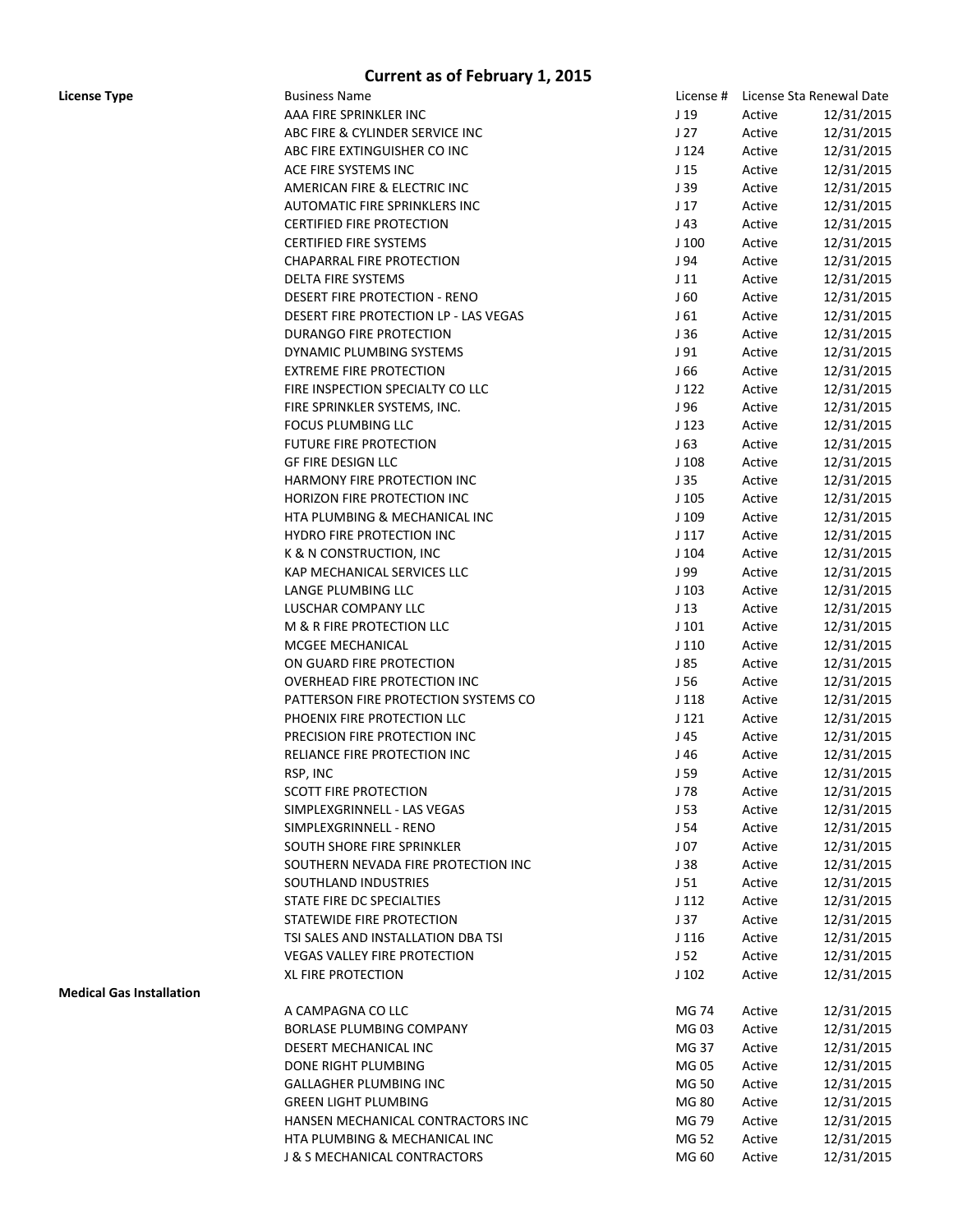**Current as of February 1, 2015**

| License Type | Business Name | License # | License Sta | Renewal Date |
|---|---|---|---|---|
| | AAA FIRE SPRINKLER INC | J 19 | Active | 12/31/2015 |
| | ABC FIRE & CYLINDER SERVICE INC | J 27 | Active | 12/31/2015 |
| | ABC FIRE EXTINGUISHER CO INC | J 124 | Active | 12/31/2015 |
| | ACE FIRE SYSTEMS INC | J 15 | Active | 12/31/2015 |
| | AMERICAN FIRE & ELECTRIC INC | J 39 | Active | 12/31/2015 |
| | AUTOMATIC FIRE SPRINKLERS INC | J 17 | Active | 12/31/2015 |
| | CERTIFIED FIRE PROTECTION | J 43 | Active | 12/31/2015 |
| | CERTIFIED FIRE SYSTEMS | J 100 | Active | 12/31/2015 |
| | CHAPARRAL FIRE PROTECTION | J 94 | Active | 12/31/2015 |
| | DELTA FIRE SYSTEMS | J 11 | Active | 12/31/2015 |
| | DESERT FIRE PROTECTION - RENO | J 60 | Active | 12/31/2015 |
| | DESERT FIRE PROTECTION LP - LAS VEGAS | J 61 | Active | 12/31/2015 |
| | DURANGO FIRE PROTECTION | J 36 | Active | 12/31/2015 |
| | DYNAMIC PLUMBING SYSTEMS | J 91 | Active | 12/31/2015 |
| | EXTREME FIRE PROTECTION | J 66 | Active | 12/31/2015 |
| | FIRE INSPECTION SPECIALTY CO LLC | J 122 | Active | 12/31/2015 |
| | FIRE SPRINKLER SYSTEMS, INC. | J 96 | Active | 12/31/2015 |
| | FOCUS PLUMBING LLC | J 123 | Active | 12/31/2015 |
| | FUTURE FIRE PROTECTION | J 63 | Active | 12/31/2015 |
| | GF FIRE DESIGN LLC | J 108 | Active | 12/31/2015 |
| | HARMONY FIRE PROTECTION INC | J 35 | Active | 12/31/2015 |
| | HORIZON FIRE PROTECTION INC | J 105 | Active | 12/31/2015 |
| | HTA PLUMBING & MECHANICAL INC | J 109 | Active | 12/31/2015 |
| | HYDRO FIRE PROTECTION INC | J 117 | Active | 12/31/2015 |
| | K & N CONSTRUCTION, INC | J 104 | Active | 12/31/2015 |
| | KAP MECHANICAL SERVICES LLC | J 99 | Active | 12/31/2015 |
| | LANGE PLUMBING LLC | J 103 | Active | 12/31/2015 |
| | LUSCHAR COMPANY LLC | J 13 | Active | 12/31/2015 |
| | M & R FIRE PROTECTION LLC | J 101 | Active | 12/31/2015 |
| | MCGEE MECHANICAL | J 110 | Active | 12/31/2015 |
| | ON GUARD FIRE PROTECTION | J 85 | Active | 12/31/2015 |
| | OVERHEAD FIRE PROTECTION INC | J 56 | Active | 12/31/2015 |
| | PATTERSON FIRE PROTECTION SYSTEMS CO | J 118 | Active | 12/31/2015 |
| | PHOENIX FIRE PROTECTION LLC | J 121 | Active | 12/31/2015 |
| | PRECISION FIRE PROTECTION INC | J 45 | Active | 12/31/2015 |
| | RELIANCE FIRE PROTECTION INC | J 46 | Active | 12/31/2015 |
| | RSP, INC | J 59 | Active | 12/31/2015 |
| | SCOTT FIRE PROTECTION | J 78 | Active | 12/31/2015 |
| | SIMPLEXGRINNELL - LAS VEGAS | J 53 | Active | 12/31/2015 |
| | SIMPLEXGRINNELL - RENO | J 54 | Active | 12/31/2015 |
| | SOUTH SHORE FIRE SPRINKLER | J 07 | Active | 12/31/2015 |
| | SOUTHERN NEVADA FIRE PROTECTION INC | J 38 | Active | 12/31/2015 |
| | SOUTHLAND INDUSTRIES | J 51 | Active | 12/31/2015 |
| | STATE FIRE DC SPECIALTIES | J 112 | Active | 12/31/2015 |
| | STATEWIDE FIRE PROTECTION | J 37 | Active | 12/31/2015 |
| | TSI SALES AND INSTALLATION DBA TSI | J 116 | Active | 12/31/2015 |
| | VEGAS VALLEY FIRE PROTECTION | J 52 | Active | 12/31/2015 |
| | XL FIRE PROTECTION | J 102 | Active | 12/31/2015 |
| **Medical Gas Installation** | | | | |
| | A CAMPAGNA CO LLC | MG 74 | Active | 12/31/2015 |
| | BORLASE PLUMBING COMPANY | MG 03 | Active | 12/31/2015 |
| | DESERT MECHANICAL INC | MG 37 | Active | 12/31/2015 |
| | DONE RIGHT PLUMBING | MG 05 | Active | 12/31/2015 |
| | GALLAGHER PLUMBING INC | MG 50 | Active | 12/31/2015 |
| | GREEN LIGHT PLUMBING | MG 80 | Active | 12/31/2015 |
| | HANSEN MECHANICAL CONTRACTORS INC | MG 79 | Active | 12/31/2015 |
| | HTA PLUMBING & MECHANICAL INC | MG 52 | Active | 12/31/2015 |
| | J & S MECHANICAL CONTRACTORS | MG 60 | Active | 12/31/2015 |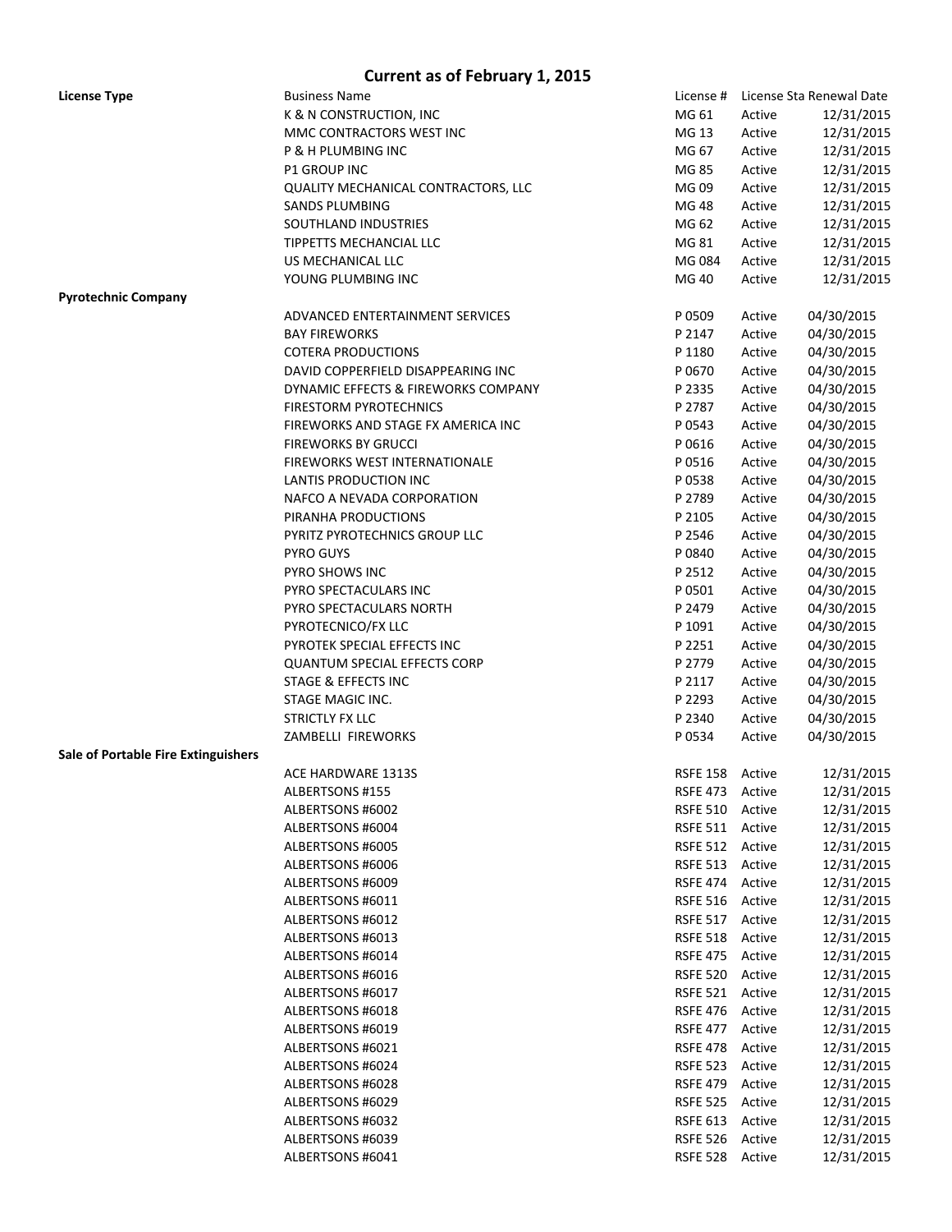**Current as of February 1, 2015**

| License Type | Business Name | License # | License Sta | Renewal Date |
|---|---|---|---|---|
| | K & N CONSTRUCTION, INC | MG 61 | Active | 12/31/2015 |
| | MMC CONTRACTORS WEST INC | MG 13 | Active | 12/31/2015 |
| | P & H PLUMBING INC | MG 67 | Active | 12/31/2015 |
| | P1 GROUP INC | MG 85 | Active | 12/31/2015 |
| | QUALITY MECHANICAL CONTRACTORS, LLC | MG 09 | Active | 12/31/2015 |
| | SANDS PLUMBING | MG 48 | Active | 12/31/2015 |
| | SOUTHLAND INDUSTRIES | MG 62 | Active | 12/31/2015 |
| | TIPPETTS MECHANCIAL LLC | MG 81 | Active | 12/31/2015 |
| | US MECHANICAL LLC | MG 084 | Active | 12/31/2015 |
| | YOUNG PLUMBING INC | MG 40 | Active | 12/31/2015 |
| **Pyrotechnic Company** | | | | |
| | ADVANCED ENTERTAINMENT SERVICES | P 0509 | Active | 04/30/2015 |
| | BAY FIREWORKS | P 2147 | Active | 04/30/2015 |
| | COTERA PRODUCTIONS | P 1180 | Active | 04/30/2015 |
| | DAVID COPPERFIELD DISAPPEARING INC | P 0670 | Active | 04/30/2015 |
| | DYNAMIC EFFECTS & FIREWORKS COMPANY | P 2335 | Active | 04/30/2015 |
| | FIRESTORM PYROTECHNICS | P 2787 | Active | 04/30/2015 |
| | FIREWORKS AND STAGE FX AMERICA INC | P 0543 | Active | 04/30/2015 |
| | FIREWORKS BY GRUCCI | P 0616 | Active | 04/30/2015 |
| | FIREWORKS WEST INTERNATIONALE | P 0516 | Active | 04/30/2015 |
| | LANTIS PRODUCTION INC | P 0538 | Active | 04/30/2015 |
| | NAFCO A NEVADA CORPORATION | P 2789 | Active | 04/30/2015 |
| | PIRANHA PRODUCTIONS | P 2105 | Active | 04/30/2015 |
| | PYRITZ PYROTECHNICS GROUP LLC | P 2546 | Active | 04/30/2015 |
| | PYRO GUYS | P 0840 | Active | 04/30/2015 |
| | PYRO SHOWS INC | P 2512 | Active | 04/30/2015 |
| | PYRO SPECTACULARS INC | P 0501 | Active | 04/30/2015 |
| | PYRO SPECTACULARS NORTH | P 2479 | Active | 04/30/2015 |
| | PYROTECNICO/FX LLC | P 1091 | Active | 04/30/2015 |
| | PYROTEK SPECIAL EFFECTS INC | P 2251 | Active | 04/30/2015 |
| | QUANTUM SPECIAL EFFECTS CORP | P 2779 | Active | 04/30/2015 |
| | STAGE & EFFECTS INC | P 2117 | Active | 04/30/2015 |
| | STAGE MAGIC INC. | P 2293 | Active | 04/30/2015 |
| | STRICTLY FX LLC | P 2340 | Active | 04/30/2015 |
| | ZAMBELLI FIREWORKS | P 0534 | Active | 04/30/2015 |
| **Sale of Portable Fire Extinguishers** | | | | |
| | ACE HARDWARE 1313S | RSFE 158 | Active | 12/31/2015 |
| | ALBERTSONS #155 | RSFE 473 | Active | 12/31/2015 |
| | ALBERTSONS #6002 | RSFE 510 | Active | 12/31/2015 |
| | ALBERTSONS #6004 | RSFE 511 | Active | 12/31/2015 |
| | ALBERTSONS #6005 | RSFE 512 | Active | 12/31/2015 |
| | ALBERTSONS #6006 | RSFE 513 | Active | 12/31/2015 |
| | ALBERTSONS #6009 | RSFE 474 | Active | 12/31/2015 |
| | ALBERTSONS #6011 | RSFE 516 | Active | 12/31/2015 |
| | ALBERTSONS #6012 | RSFE 517 | Active | 12/31/2015 |
| | ALBERTSONS #6013 | RSFE 518 | Active | 12/31/2015 |
| | ALBERTSONS #6014 | RSFE 475 | Active | 12/31/2015 |
| | ALBERTSONS #6016 | RSFE 520 | Active | 12/31/2015 |
| | ALBERTSONS #6017 | RSFE 521 | Active | 12/31/2015 |
| | ALBERTSONS #6018 | RSFE 476 | Active | 12/31/2015 |
| | ALBERTSONS #6019 | RSFE 477 | Active | 12/31/2015 |
| | ALBERTSONS #6021 | RSFE 478 | Active | 12/31/2015 |
| | ALBERTSONS #6024 | RSFE 523 | Active | 12/31/2015 |
| | ALBERTSONS #6028 | RSFE 479 | Active | 12/31/2015 |
| | ALBERTSONS #6029 | RSFE 525 | Active | 12/31/2015 |
| | ALBERTSONS #6032 | RSFE 613 | Active | 12/31/2015 |
| | ALBERTSONS #6039 | RSFE 526 | Active | 12/31/2015 |
| | ALBERTSONS #6041 | RSFE 528 | Active | 12/31/2015 |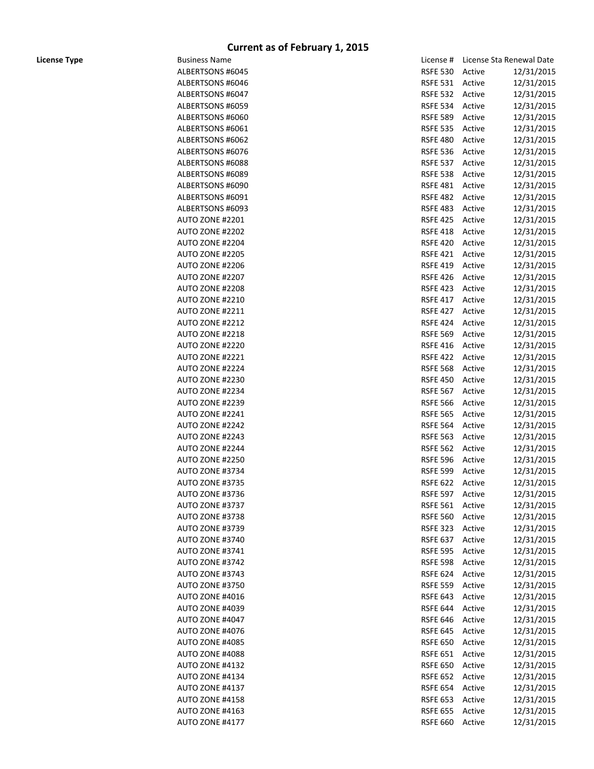## Current as of February 1, 2015

| License Type | Business Name | License # | License Sta | Renewal Date |
|---|---|---|---|---|
| | ALBERTSONS #6045 | RSFE 530 | Active | 12/31/2015 |
| | ALBERTSONS #6046 | RSFE 531 | Active | 12/31/2015 |
| | ALBERTSONS #6047 | RSFE 532 | Active | 12/31/2015 |
| | ALBERTSONS #6059 | RSFE 534 | Active | 12/31/2015 |
| | ALBERTSONS #6060 | RSFE 589 | Active | 12/31/2015 |
| | ALBERTSONS #6061 | RSFE 535 | Active | 12/31/2015 |
| | ALBERTSONS #6062 | RSFE 480 | Active | 12/31/2015 |
| | ALBERTSONS #6076 | RSFE 536 | Active | 12/31/2015 |
| | ALBERTSONS #6088 | RSFE 537 | Active | 12/31/2015 |
| | ALBERTSONS #6089 | RSFE 538 | Active | 12/31/2015 |
| | ALBERTSONS #6090 | RSFE 481 | Active | 12/31/2015 |
| | ALBERTSONS #6091 | RSFE 482 | Active | 12/31/2015 |
| | ALBERTSONS #6093 | RSFE 483 | Active | 12/31/2015 |
| | AUTO ZONE #2201 | RSFE 425 | Active | 12/31/2015 |
| | AUTO ZONE #2202 | RSFE 418 | Active | 12/31/2015 |
| | AUTO ZONE #2204 | RSFE 420 | Active | 12/31/2015 |
| | AUTO ZONE #2205 | RSFE 421 | Active | 12/31/2015 |
| | AUTO ZONE #2206 | RSFE 419 | Active | 12/31/2015 |
| | AUTO ZONE #2207 | RSFE 426 | Active | 12/31/2015 |
| | AUTO ZONE #2208 | RSFE 423 | Active | 12/31/2015 |
| | AUTO ZONE #2210 | RSFE 417 | Active | 12/31/2015 |
| | AUTO ZONE #2211 | RSFE 427 | Active | 12/31/2015 |
| | AUTO ZONE #2212 | RSFE 424 | Active | 12/31/2015 |
| | AUTO ZONE #2218 | RSFE 569 | Active | 12/31/2015 |
| | AUTO ZONE #2220 | RSFE 416 | Active | 12/31/2015 |
| | AUTO ZONE #2221 | RSFE 422 | Active | 12/31/2015 |
| | AUTO ZONE #2224 | RSFE 568 | Active | 12/31/2015 |
| | AUTO ZONE #2230 | RSFE 450 | Active | 12/31/2015 |
| | AUTO ZONE #2234 | RSFE 567 | Active | 12/31/2015 |
| | AUTO ZONE #2239 | RSFE 566 | Active | 12/31/2015 |
| | AUTO ZONE #2241 | RSFE 565 | Active | 12/31/2015 |
| | AUTO ZONE #2242 | RSFE 564 | Active | 12/31/2015 |
| | AUTO ZONE #2243 | RSFE 563 | Active | 12/31/2015 |
| | AUTO ZONE #2244 | RSFE 562 | Active | 12/31/2015 |
| | AUTO ZONE #2250 | RSFE 596 | Active | 12/31/2015 |
| | AUTO ZONE #3734 | RSFE 599 | Active | 12/31/2015 |
| | AUTO ZONE #3735 | RSFE 622 | Active | 12/31/2015 |
| | AUTO ZONE #3736 | RSFE 597 | Active | 12/31/2015 |
| | AUTO ZONE #3737 | RSFE 561 | Active | 12/31/2015 |
| | AUTO ZONE #3738 | RSFE 560 | Active | 12/31/2015 |
| | AUTO ZONE #3739 | RSFE 323 | Active | 12/31/2015 |
| | AUTO ZONE #3740 | RSFE 637 | Active | 12/31/2015 |
| | AUTO ZONE #3741 | RSFE 595 | Active | 12/31/2015 |
| | AUTO ZONE #3742 | RSFE 598 | Active | 12/31/2015 |
| | AUTO ZONE #3743 | RSFE 624 | Active | 12/31/2015 |
| | AUTO ZONE #3750 | RSFE 559 | Active | 12/31/2015 |
| | AUTO ZONE #4016 | RSFE 643 | Active | 12/31/2015 |
| | AUTO ZONE #4039 | RSFE 644 | Active | 12/31/2015 |
| | AUTO ZONE #4047 | RSFE 646 | Active | 12/31/2015 |
| | AUTO ZONE #4076 | RSFE 645 | Active | 12/31/2015 |
| | AUTO ZONE #4085 | RSFE 650 | Active | 12/31/2015 |
| | AUTO ZONE #4088 | RSFE 651 | Active | 12/31/2015 |
| | AUTO ZONE #4132 | RSFE 650 | Active | 12/31/2015 |
| | AUTO ZONE #4134 | RSFE 652 | Active | 12/31/2015 |
| | AUTO ZONE #4137 | RSFE 654 | Active | 12/31/2015 |
| | AUTO ZONE #4158 | RSFE 653 | Active | 12/31/2015 |
| | AUTO ZONE #4163 | RSFE 655 | Active | 12/31/2015 |
| | AUTO ZONE #4177 | RSFE 660 | Active | 12/31/2015 |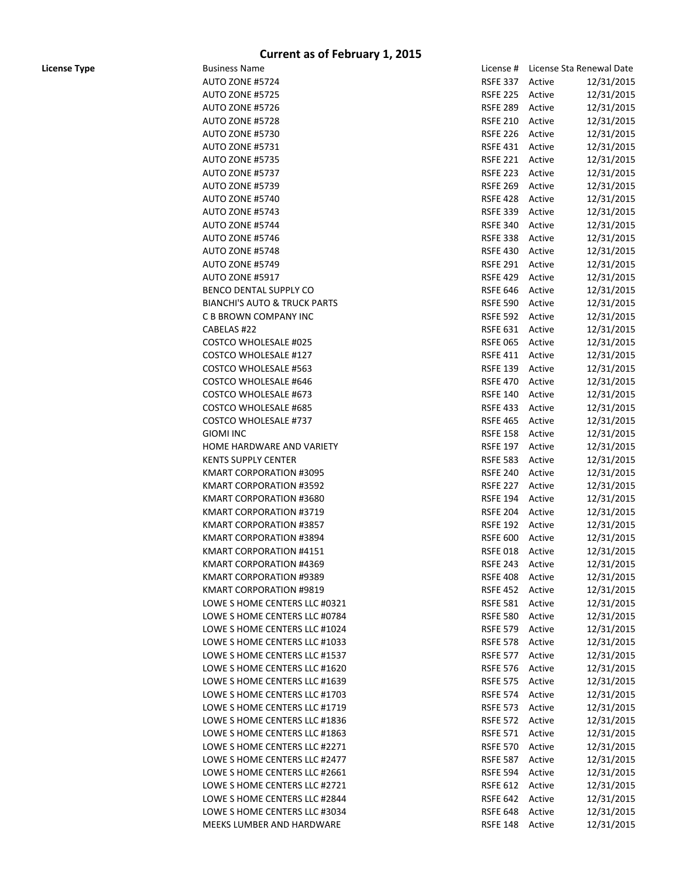## Current as of February 1, 2015

| License Type | Business Name | License # | License Sta | Renewal Date |
|---|---|---|---|---|
| | AUTO ZONE #5724 | RSFE 337 | Active | 12/31/2015 |
| | AUTO ZONE #5725 | RSFE 225 | Active | 12/31/2015 |
| | AUTO ZONE #5726 | RSFE 289 | Active | 12/31/2015 |
| | AUTO ZONE #5728 | RSFE 210 | Active | 12/31/2015 |
| | AUTO ZONE #5730 | RSFE 226 | Active | 12/31/2015 |
| | AUTO ZONE #5731 | RSFE 431 | Active | 12/31/2015 |
| | AUTO ZONE #5735 | RSFE 221 | Active | 12/31/2015 |
| | AUTO ZONE #5737 | RSFE 223 | Active | 12/31/2015 |
| | AUTO ZONE #5739 | RSFE 269 | Active | 12/31/2015 |
| | AUTO ZONE #5740 | RSFE 428 | Active | 12/31/2015 |
| | AUTO ZONE #5743 | RSFE 339 | Active | 12/31/2015 |
| | AUTO ZONE #5744 | RSFE 340 | Active | 12/31/2015 |
| | AUTO ZONE #5746 | RSFE 338 | Active | 12/31/2015 |
| | AUTO ZONE #5748 | RSFE 430 | Active | 12/31/2015 |
| | AUTO ZONE #5749 | RSFE 291 | Active | 12/31/2015 |
| | AUTO ZONE #5917 | RSFE 429 | Active | 12/31/2015 |
| | BENCO DENTAL SUPPLY CO | RSFE 646 | Active | 12/31/2015 |
| | BIANCHI'S AUTO & TRUCK PARTS | RSFE 590 | Active | 12/31/2015 |
| | C B BROWN COMPANY INC | RSFE 592 | Active | 12/31/2015 |
| | CABELAS #22 | RSFE 631 | Active | 12/31/2015 |
| | COSTCO WHOLESALE #025 | RSFE 065 | Active | 12/31/2015 |
| | COSTCO WHOLESALE #127 | RSFE 411 | Active | 12/31/2015 |
| | COSTCO WHOLESALE #563 | RSFE 139 | Active | 12/31/2015 |
| | COSTCO WHOLESALE #646 | RSFE 470 | Active | 12/31/2015 |
| | COSTCO WHOLESALE #673 | RSFE 140 | Active | 12/31/2015 |
| | COSTCO WHOLESALE #685 | RSFE 433 | Active | 12/31/2015 |
| | COSTCO WHOLESALE #737 | RSFE 465 | Active | 12/31/2015 |
| | GIOMI INC | RSFE 158 | Active | 12/31/2015 |
| | HOME HARDWARE AND VARIETY | RSFE 197 | Active | 12/31/2015 |
| | KENTS SUPPLY CENTER | RSFE 583 | Active | 12/31/2015 |
| | KMART CORPORATION #3095 | RSFE 240 | Active | 12/31/2015 |
| | KMART CORPORATION #3592 | RSFE 227 | Active | 12/31/2015 |
| | KMART CORPORATION #3680 | RSFE 194 | Active | 12/31/2015 |
| | KMART CORPORATION #3719 | RSFE 204 | Active | 12/31/2015 |
| | KMART CORPORATION #3857 | RSFE 192 | Active | 12/31/2015 |
| | KMART CORPORATION #3894 | RSFE 600 | Active | 12/31/2015 |
| | KMART CORPORATION #4151 | RSFE 018 | Active | 12/31/2015 |
| | KMART CORPORATION #4369 | RSFE 243 | Active | 12/31/2015 |
| | KMART CORPORATION #9389 | RSFE 408 | Active | 12/31/2015 |
| | KMART CORPORATION #9819 | RSFE 452 | Active | 12/31/2015 |
| | LOWE S HOME CENTERS LLC #0321 | RSFE 581 | Active | 12/31/2015 |
| | LOWE S HOME CENTERS LLC #0784 | RSFE 580 | Active | 12/31/2015 |
| | LOWE S HOME CENTERS LLC #1024 | RSFE 579 | Active | 12/31/2015 |
| | LOWE S HOME CENTERS LLC #1033 | RSFE 578 | Active | 12/31/2015 |
| | LOWE S HOME CENTERS LLC #1537 | RSFE 577 | Active | 12/31/2015 |
| | LOWE S HOME CENTERS LLC #1620 | RSFE 576 | Active | 12/31/2015 |
| | LOWE S HOME CENTERS LLC #1639 | RSFE 575 | Active | 12/31/2015 |
| | LOWE S HOME CENTERS LLC #1703 | RSFE 574 | Active | 12/31/2015 |
| | LOWE S HOME CENTERS LLC #1719 | RSFE 573 | Active | 12/31/2015 |
| | LOWE S HOME CENTERS LLC #1836 | RSFE 572 | Active | 12/31/2015 |
| | LOWE S HOME CENTERS LLC #1863 | RSFE 571 | Active | 12/31/2015 |
| | LOWE S HOME CENTERS LLC #2271 | RSFE 570 | Active | 12/31/2015 |
| | LOWE S HOME CENTERS LLC #2477 | RSFE 587 | Active | 12/31/2015 |
| | LOWE S HOME CENTERS LLC #2661 | RSFE 594 | Active | 12/31/2015 |
| | LOWE S HOME CENTERS LLC #2721 | RSFE 612 | Active | 12/31/2015 |
| | LOWE S HOME CENTERS LLC #2844 | RSFE 642 | Active | 12/31/2015 |
| | LOWE S HOME CENTERS LLC #3034 | RSFE 648 | Active | 12/31/2015 |
| | MEEKS LUMBER AND HARDWARE | RSFE 148 | Active | 12/31/2015 |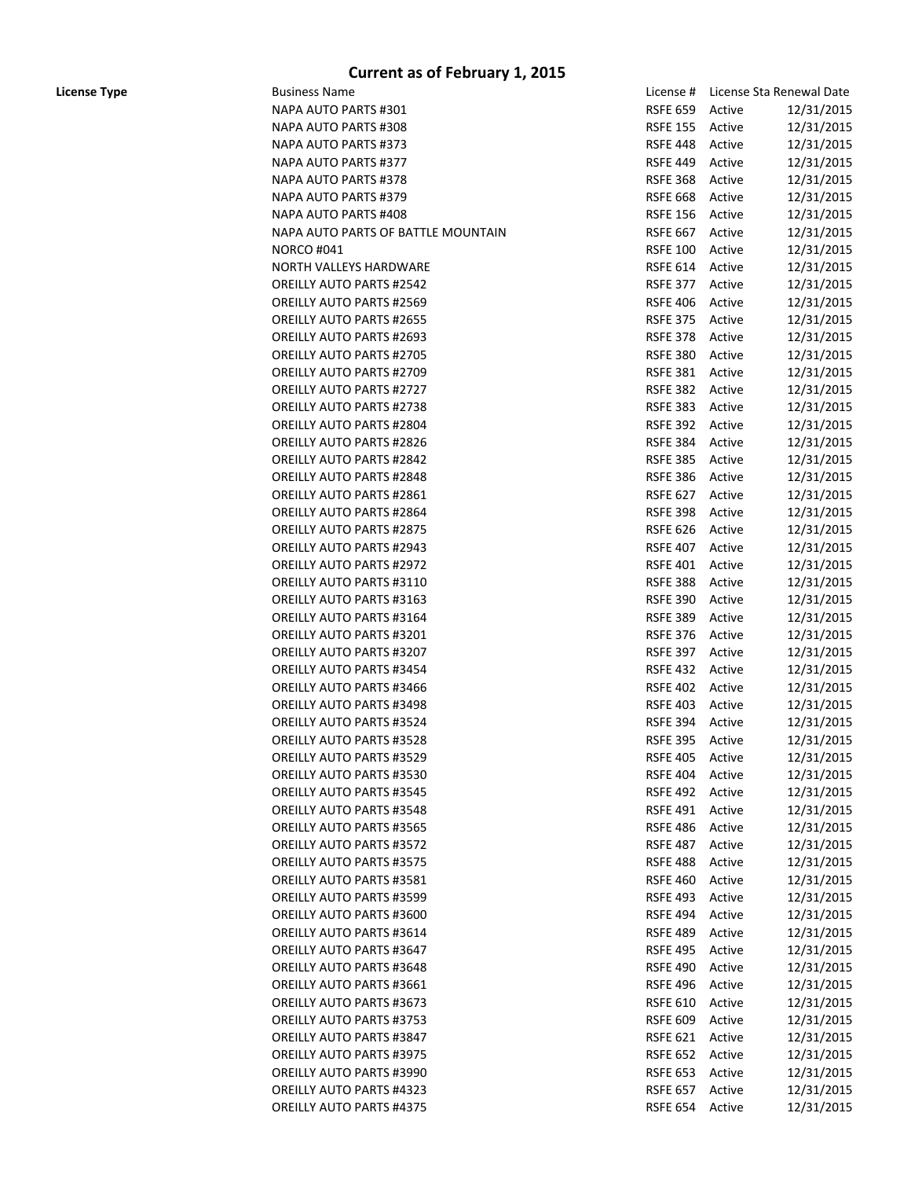## Current as of February 1, 2015

| License Type | Business Name | License # | License Sta | Renewal Date |
|---|---|---|---|---|
| | NAPA AUTO PARTS #301 | RSFE 659 | Active | 12/31/2015 |
| | NAPA AUTO PARTS #308 | RSFE 155 | Active | 12/31/2015 |
| | NAPA AUTO PARTS #373 | RSFE 448 | Active | 12/31/2015 |
| | NAPA AUTO PARTS #377 | RSFE 449 | Active | 12/31/2015 |
| | NAPA AUTO PARTS #378 | RSFE 368 | Active | 12/31/2015 |
| | NAPA AUTO PARTS #379 | RSFE 668 | Active | 12/31/2015 |
| | NAPA AUTO PARTS #408 | RSFE 156 | Active | 12/31/2015 |
| | NAPA AUTO PARTS OF BATTLE MOUNTAIN | RSFE 667 | Active | 12/31/2015 |
| | NORCO #041 | RSFE 100 | Active | 12/31/2015 |
| | NORTH VALLEYS HARDWARE | RSFE 614 | Active | 12/31/2015 |
| | OREILLY AUTO PARTS #2542 | RSFE 377 | Active | 12/31/2015 |
| | OREILLY AUTO PARTS #2569 | RSFE 406 | Active | 12/31/2015 |
| | OREILLY AUTO PARTS #2655 | RSFE 375 | Active | 12/31/2015 |
| | OREILLY AUTO PARTS #2693 | RSFE 378 | Active | 12/31/2015 |
| | OREILLY AUTO PARTS #2705 | RSFE 380 | Active | 12/31/2015 |
| | OREILLY AUTO PARTS #2709 | RSFE 381 | Active | 12/31/2015 |
| | OREILLY AUTO PARTS #2727 | RSFE 382 | Active | 12/31/2015 |
| | OREILLY AUTO PARTS #2738 | RSFE 383 | Active | 12/31/2015 |
| | OREILLY AUTO PARTS #2804 | RSFE 392 | Active | 12/31/2015 |
| | OREILLY AUTO PARTS #2826 | RSFE 384 | Active | 12/31/2015 |
| | OREILLY AUTO PARTS #2842 | RSFE 385 | Active | 12/31/2015 |
| | OREILLY AUTO PARTS #2848 | RSFE 386 | Active | 12/31/2015 |
| | OREILLY AUTO PARTS #2861 | RSFE 627 | Active | 12/31/2015 |
| | OREILLY AUTO PARTS #2864 | RSFE 398 | Active | 12/31/2015 |
| | OREILLY AUTO PARTS #2875 | RSFE 626 | Active | 12/31/2015 |
| | OREILLY AUTO PARTS #2943 | RSFE 407 | Active | 12/31/2015 |
| | OREILLY AUTO PARTS #2972 | RSFE 401 | Active | 12/31/2015 |
| | OREILLY AUTO PARTS #3110 | RSFE 388 | Active | 12/31/2015 |
| | OREILLY AUTO PARTS #3163 | RSFE 390 | Active | 12/31/2015 |
| | OREILLY AUTO PARTS #3164 | RSFE 389 | Active | 12/31/2015 |
| | OREILLY AUTO PARTS #3201 | RSFE 376 | Active | 12/31/2015 |
| | OREILLY AUTO PARTS #3207 | RSFE 397 | Active | 12/31/2015 |
| | OREILLY AUTO PARTS #3454 | RSFE 432 | Active | 12/31/2015 |
| | OREILLY AUTO PARTS #3466 | RSFE 402 | Active | 12/31/2015 |
| | OREILLY AUTO PARTS #3498 | RSFE 403 | Active | 12/31/2015 |
| | OREILLY AUTO PARTS #3524 | RSFE 394 | Active | 12/31/2015 |
| | OREILLY AUTO PARTS #3528 | RSFE 395 | Active | 12/31/2015 |
| | OREILLY AUTO PARTS #3529 | RSFE 405 | Active | 12/31/2015 |
| | OREILLY AUTO PARTS #3530 | RSFE 404 | Active | 12/31/2015 |
| | OREILLY AUTO PARTS #3545 | RSFE 492 | Active | 12/31/2015 |
| | OREILLY AUTO PARTS #3548 | RSFE 491 | Active | 12/31/2015 |
| | OREILLY AUTO PARTS #3565 | RSFE 486 | Active | 12/31/2015 |
| | OREILLY AUTO PARTS #3572 | RSFE 487 | Active | 12/31/2015 |
| | OREILLY AUTO PARTS #3575 | RSFE 488 | Active | 12/31/2015 |
| | OREILLY AUTO PARTS #3581 | RSFE 460 | Active | 12/31/2015 |
| | OREILLY AUTO PARTS #3599 | RSFE 493 | Active | 12/31/2015 |
| | OREILLY AUTO PARTS #3600 | RSFE 494 | Active | 12/31/2015 |
| | OREILLY AUTO PARTS #3614 | RSFE 489 | Active | 12/31/2015 |
| | OREILLY AUTO PARTS #3647 | RSFE 495 | Active | 12/31/2015 |
| | OREILLY AUTO PARTS #3648 | RSFE 490 | Active | 12/31/2015 |
| | OREILLY AUTO PARTS #3661 | RSFE 496 | Active | 12/31/2015 |
| | OREILLY AUTO PARTS #3673 | RSFE 610 | Active | 12/31/2015 |
| | OREILLY AUTO PARTS #3753 | RSFE 609 | Active | 12/31/2015 |
| | OREILLY AUTO PARTS #3847 | RSFE 621 | Active | 12/31/2015 |
| | OREILLY AUTO PARTS #3975 | RSFE 652 | Active | 12/31/2015 |
| | OREILLY AUTO PARTS #3990 | RSFE 653 | Active | 12/31/2015 |
| | OREILLY AUTO PARTS #4323 | RSFE 657 | Active | 12/31/2015 |
| | OREILLY AUTO PARTS #4375 | RSFE 654 | Active | 12/31/2015 |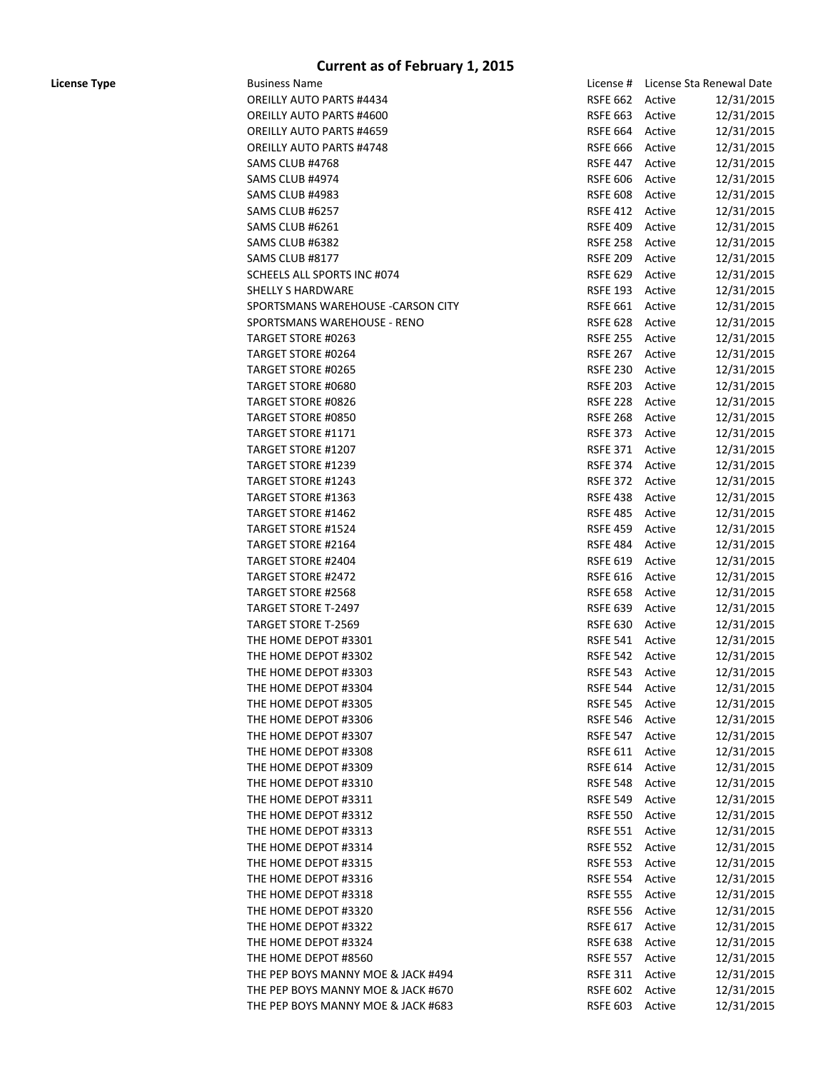## Current as of February 1, 2015

| License Type | Business Name | License # | License Sta | Renewal Date |
|---|---|---|---|---|
| | OREILLY AUTO PARTS #4434 | RSFE 662 | Active | 12/31/2015 |
| | OREILLY AUTO PARTS #4600 | RSFE 663 | Active | 12/31/2015 |
| | OREILLY AUTO PARTS #4659 | RSFE 664 | Active | 12/31/2015 |
| | OREILLY AUTO PARTS #4748 | RSFE 666 | Active | 12/31/2015 |
| | SAMS CLUB #4768 | RSFE 447 | Active | 12/31/2015 |
| | SAMS CLUB #4974 | RSFE 606 | Active | 12/31/2015 |
| | SAMS CLUB #4983 | RSFE 608 | Active | 12/31/2015 |
| | SAMS CLUB #6257 | RSFE 412 | Active | 12/31/2015 |
| | SAMS CLUB #6261 | RSFE 409 | Active | 12/31/2015 |
| | SAMS CLUB #6382 | RSFE 258 | Active | 12/31/2015 |
| | SAMS CLUB #8177 | RSFE 209 | Active | 12/31/2015 |
| | SCHEELS ALL SPORTS INC #074 | RSFE 629 | Active | 12/31/2015 |
| | SHELLY S HARDWARE | RSFE 193 | Active | 12/31/2015 |
| | SPORTSMANS WAREHOUSE -CARSON CITY | RSFE 661 | Active | 12/31/2015 |
| | SPORTSMANS WAREHOUSE - RENO | RSFE 628 | Active | 12/31/2015 |
| | TARGET STORE #0263 | RSFE 255 | Active | 12/31/2015 |
| | TARGET STORE #0264 | RSFE 267 | Active | 12/31/2015 |
| | TARGET STORE #0265 | RSFE 230 | Active | 12/31/2015 |
| | TARGET STORE #0680 | RSFE 203 | Active | 12/31/2015 |
| | TARGET STORE #0826 | RSFE 228 | Active | 12/31/2015 |
| | TARGET STORE #0850 | RSFE 268 | Active | 12/31/2015 |
| | TARGET STORE #1171 | RSFE 373 | Active | 12/31/2015 |
| | TARGET STORE #1207 | RSFE 371 | Active | 12/31/2015 |
| | TARGET STORE #1239 | RSFE 374 | Active | 12/31/2015 |
| | TARGET STORE #1243 | RSFE 372 | Active | 12/31/2015 |
| | TARGET STORE #1363 | RSFE 438 | Active | 12/31/2015 |
| | TARGET STORE #1462 | RSFE 485 | Active | 12/31/2015 |
| | TARGET STORE #1524 | RSFE 459 | Active | 12/31/2015 |
| | TARGET STORE #2164 | RSFE 484 | Active | 12/31/2015 |
| | TARGET STORE #2404 | RSFE 619 | Active | 12/31/2015 |
| | TARGET STORE #2472 | RSFE 616 | Active | 12/31/2015 |
| | TARGET STORE #2568 | RSFE 658 | Active | 12/31/2015 |
| | TARGET STORE T-2497 | RSFE 639 | Active | 12/31/2015 |
| | TARGET STORE T-2569 | RSFE 630 | Active | 12/31/2015 |
| | THE HOME DEPOT #3301 | RSFE 541 | Active | 12/31/2015 |
| | THE HOME DEPOT #3302 | RSFE 542 | Active | 12/31/2015 |
| | THE HOME DEPOT #3303 | RSFE 543 | Active | 12/31/2015 |
| | THE HOME DEPOT #3304 | RSFE 544 | Active | 12/31/2015 |
| | THE HOME DEPOT #3305 | RSFE 545 | Active | 12/31/2015 |
| | THE HOME DEPOT #3306 | RSFE 546 | Active | 12/31/2015 |
| | THE HOME DEPOT #3307 | RSFE 547 | Active | 12/31/2015 |
| | THE HOME DEPOT #3308 | RSFE 611 | Active | 12/31/2015 |
| | THE HOME DEPOT #3309 | RSFE 614 | Active | 12/31/2015 |
| | THE HOME DEPOT #3310 | RSFE 548 | Active | 12/31/2015 |
| | THE HOME DEPOT #3311 | RSFE 549 | Active | 12/31/2015 |
| | THE HOME DEPOT #3312 | RSFE 550 | Active | 12/31/2015 |
| | THE HOME DEPOT #3313 | RSFE 551 | Active | 12/31/2015 |
| | THE HOME DEPOT #3314 | RSFE 552 | Active | 12/31/2015 |
| | THE HOME DEPOT #3315 | RSFE 553 | Active | 12/31/2015 |
| | THE HOME DEPOT #3316 | RSFE 554 | Active | 12/31/2015 |
| | THE HOME DEPOT #3318 | RSFE 555 | Active | 12/31/2015 |
| | THE HOME DEPOT #3320 | RSFE 556 | Active | 12/31/2015 |
| | THE HOME DEPOT #3322 | RSFE 617 | Active | 12/31/2015 |
| | THE HOME DEPOT #3324 | RSFE 638 | Active | 12/31/2015 |
| | THE HOME DEPOT #8560 | RSFE 557 | Active | 12/31/2015 |
| | THE PEP BOYS MANNY MOE & JACK #494 | RSFE 311 | Active | 12/31/2015 |
| | THE PEP BOYS MANNY MOE & JACK #670 | RSFE 602 | Active | 12/31/2015 |
| | THE PEP BOYS MANNY MOE & JACK #683 | RSFE 603 | Active | 12/31/2015 |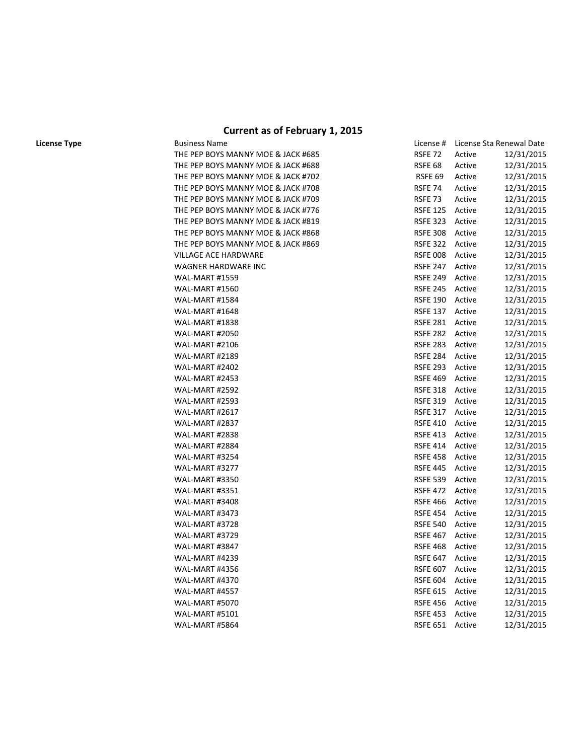## Current as of February 1, 2015

| License Type | Business Name | License # | License Sta | Renewal Date |
|---|---|---|---|---|
| | THE PEP BOYS MANNY MOE & JACK #685 | RSFE 72 | Active | 12/31/2015 |
| | THE PEP BOYS MANNY MOE & JACK #688 | RSFE 68 | Active | 12/31/2015 |
| | THE PEP BOYS MANNY MOE & JACK #702 | RSFE 69 | Active | 12/31/2015 |
| | THE PEP BOYS MANNY MOE & JACK #708 | RSFE 74 | Active | 12/31/2015 |
| | THE PEP BOYS MANNY MOE & JACK #709 | RSFE 73 | Active | 12/31/2015 |
| | THE PEP BOYS MANNY MOE & JACK #776 | RSFE 125 | Active | 12/31/2015 |
| | THE PEP BOYS MANNY MOE & JACK #819 | RSFE 323 | Active | 12/31/2015 |
| | THE PEP BOYS MANNY MOE & JACK #868 | RSFE 308 | Active | 12/31/2015 |
| | THE PEP BOYS MANNY MOE & JACK #869 | RSFE 322 | Active | 12/31/2015 |
| | VILLAGE ACE HARDWARE | RSFE 008 | Active | 12/31/2015 |
| | WAGNER HARDWARE INC | RSFE 247 | Active | 12/31/2015 |
| | WAL-MART #1559 | RSFE 249 | Active | 12/31/2015 |
| | WAL-MART #1560 | RSFE 245 | Active | 12/31/2015 |
| | WAL-MART #1584 | RSFE 190 | Active | 12/31/2015 |
| | WAL-MART #1648 | RSFE 137 | Active | 12/31/2015 |
| | WAL-MART #1838 | RSFE 281 | Active | 12/31/2015 |
| | WAL-MART #2050 | RSFE 282 | Active | 12/31/2015 |
| | WAL-MART #2106 | RSFE 283 | Active | 12/31/2015 |
| | WAL-MART #2189 | RSFE 284 | Active | 12/31/2015 |
| | WAL-MART #2402 | RSFE 293 | Active | 12/31/2015 |
| | WAL-MART #2453 | RSFE 469 | Active | 12/31/2015 |
| | WAL-MART #2592 | RSFE 318 | Active | 12/31/2015 |
| | WAL-MART #2593 | RSFE 319 | Active | 12/31/2015 |
| | WAL-MART #2617 | RSFE 317 | Active | 12/31/2015 |
| | WAL-MART #2837 | RSFE 410 | Active | 12/31/2015 |
| | WAL-MART #2838 | RSFE 413 | Active | 12/31/2015 |
| | WAL-MART #2884 | RSFE 414 | Active | 12/31/2015 |
| | WAL-MART #3254 | RSFE 458 | Active | 12/31/2015 |
| | WAL-MART #3277 | RSFE 445 | Active | 12/31/2015 |
| | WAL-MART #3350 | RSFE 539 | Active | 12/31/2015 |
| | WAL-MART #3351 | RSFE 472 | Active | 12/31/2015 |
| | WAL-MART #3408 | RSFE 466 | Active | 12/31/2015 |
| | WAL-MART #3473 | RSFE 454 | Active | 12/31/2015 |
| | WAL-MART #3728 | RSFE 540 | Active | 12/31/2015 |
| | WAL-MART #3729 | RSFE 467 | Active | 12/31/2015 |
| | WAL-MART #3847 | RSFE 468 | Active | 12/31/2015 |
| | WAL-MART #4239 | RSFE 647 | Active | 12/31/2015 |
| | WAL-MART #4356 | RSFE 607 | Active | 12/31/2015 |
| | WAL-MART #4370 | RSFE 604 | Active | 12/31/2015 |
| | WAL-MART #4557 | RSFE 615 | Active | 12/31/2015 |
| | WAL-MART #5070 | RSFE 456 | Active | 12/31/2015 |
| | WAL-MART #5101 | RSFE 453 | Active | 12/31/2015 |
| | WAL-MART #5864 | RSFE 651 | Active | 12/31/2015 |